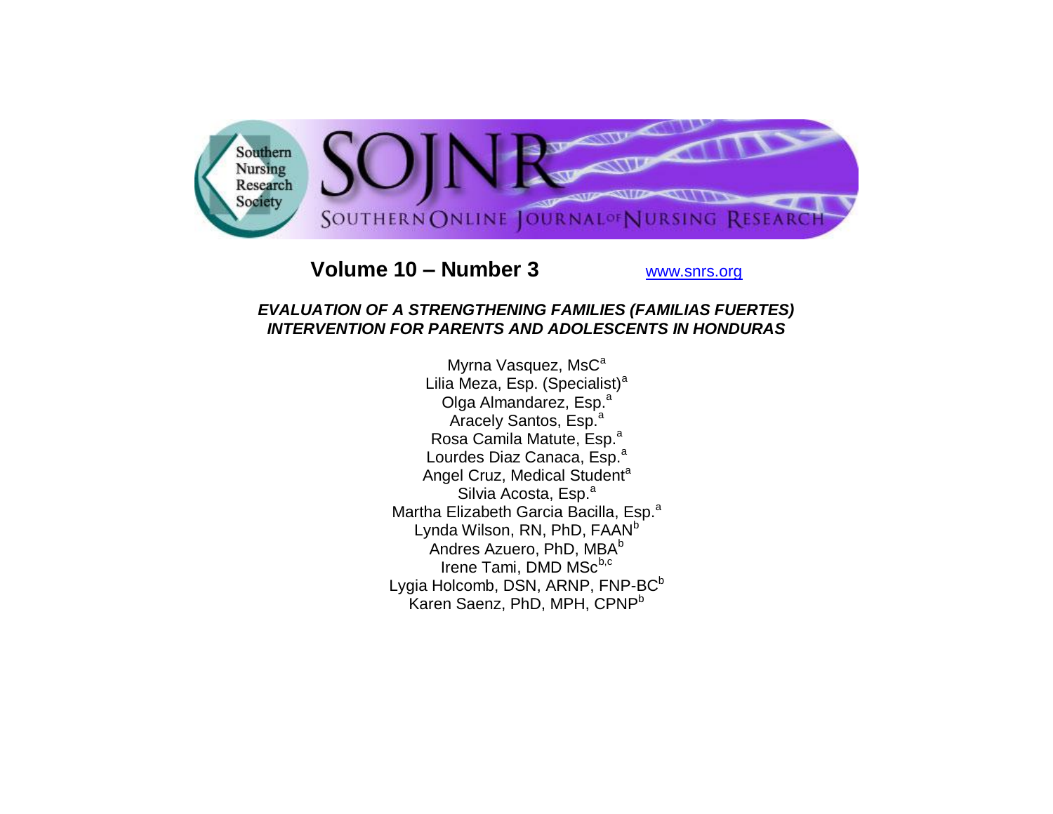Southern Nursing Research Society

# SOJNR

SOUTHERN ONLINE JOURNAL OF NURSING RESEARCH

**Volume 10 – Number 3** www.snrs.org

## *EVALUATION OF A STRENGTHENING FAMILIES (FAMILIAS FUERTES) INTERVENTION FOR PARENTS AND ADOLESCENTS IN HONDURAS*

Myrna Vasquez, MsC[a]
Lilia Meza, Esp. (Specialist)[a]
Olga Almandarez, Esp.[a]
Aracely Santos, Esp.[a]
Rosa Camila Matute, Esp.[a]
Lourdes Diaz Canaca, Esp.[a]
Angel Cruz, Medical Student[a]
Silvia Acosta, Esp.[a]
Martha Elizabeth Garcia Bacilla, Esp.[a]
Lynda Wilson, RN, PhD, FAAN[b]
Andres Azuero, PhD, MBA[b]
Irene Tami, DMD MSc[b,c]
Lygia Holcomb, DSN, ARNP, FNP-BC[b]
Karen Saenz, PhD, MPH, CPNP[b]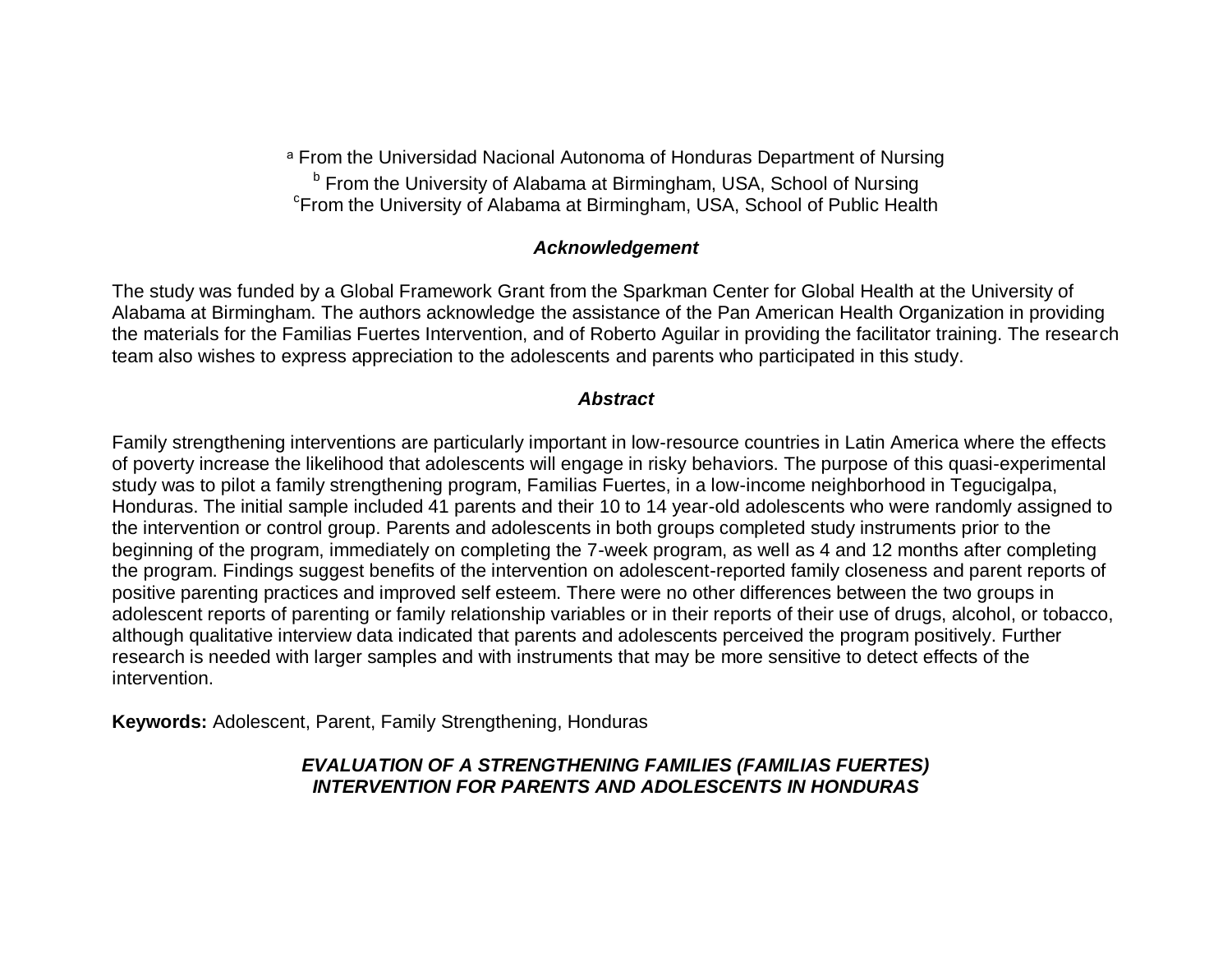[a] From the Universidad Nacional Autonoma of Honduras Department of Nursing

[b] From the University of Alabama at Birmingham, USA, School of Nursing

[c] From the University of Alabama at Birmingham, USA, School of Public Health

### *Acknowledgement*

The study was funded by a Global Framework Grant from the Sparkman Center for Global Health at the University of Alabama at Birmingham. The authors acknowledge the assistance of the Pan American Health Organization in providing the materials for the Familias Fuertes Intervention, and of Roberto Aguilar in providing the facilitator training. The research team also wishes to express appreciation to the adolescents and parents who participated in this study.

### *Abstract*

Family strengthening interventions are particularly important in low-resource countries in Latin America where the effects of poverty increase the likelihood that adolescents will engage in risky behaviors. The purpose of this quasi-experimental study was to pilot a family strengthening program, Familias Fuertes, in a low-income neighborhood in Tegucigalpa, Honduras. The initial sample included 41 parents and their 10 to 14 year-old adolescents who were randomly assigned to the intervention or control group. Parents and adolescents in both groups completed study instruments prior to the beginning of the program, immediately on completing the 7-week program, as well as 4 and 12 months after completing the program. Findings suggest benefits of the intervention on adolescent-reported family closeness and parent reports of positive parenting practices and improved self esteem. There were no other differences between the two groups in adolescent reports of parenting or family relationship variables or in their reports of their use of drugs, alcohol, or tobacco, although qualitative interview data indicated that parents and adolescents perceived the program positively. Further research is needed with larger samples and with instruments that may be more sensitive to detect effects of the intervention.

**Keywords:** Adolescent, Parent, Family Strengthening, Honduras

## *EVALUATION OF A STRENGTHENING FAMILIES (FAMILIAS FUERTES) INTERVENTION FOR PARENTS AND ADOLESCENTS IN HONDURAS*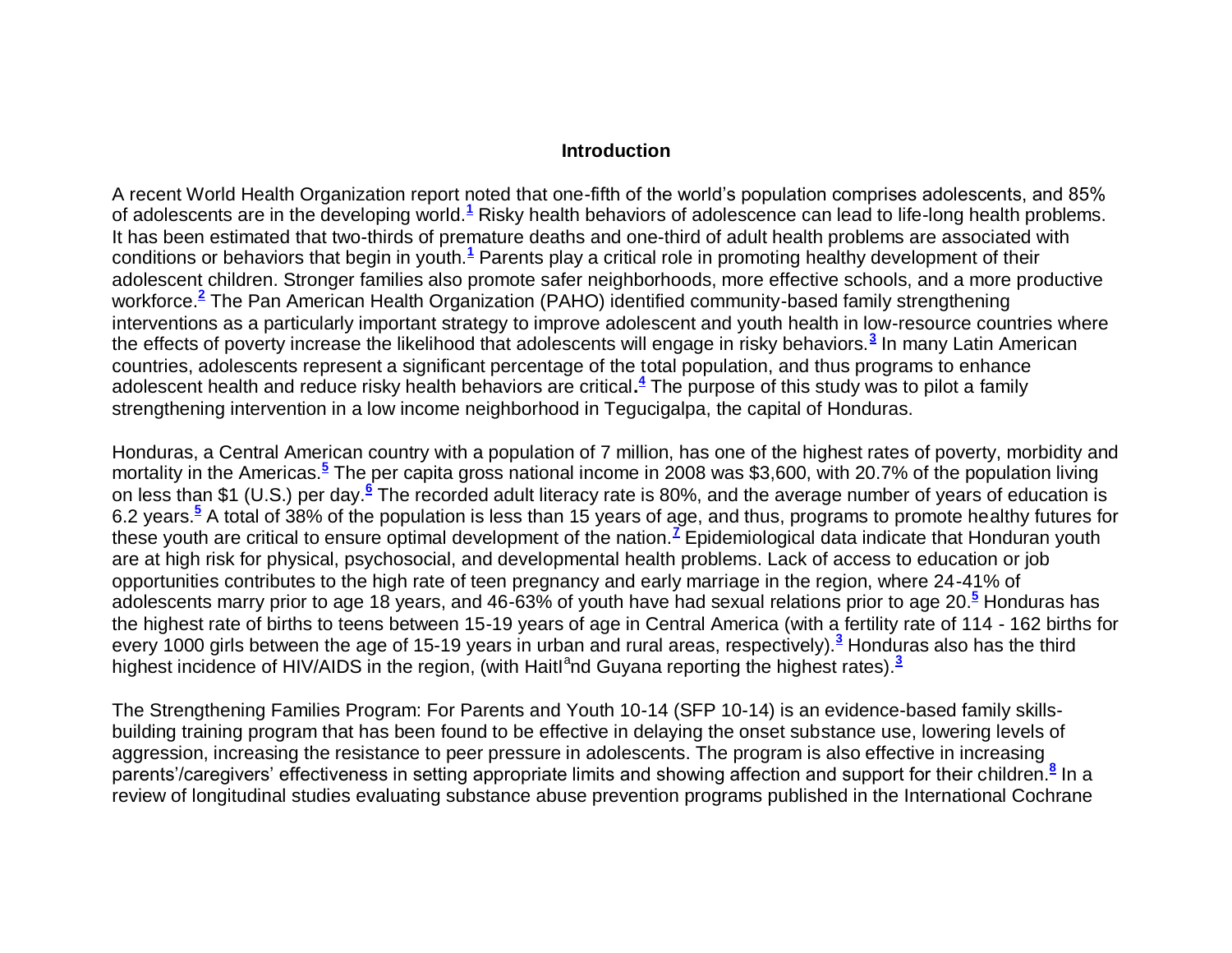## Introduction

A recent World Health Organization report noted that one-fifth of the world's population comprises adolescents, and 85% of adolescents are in the developing world.[1] Risky health behaviors of adolescence can lead to life-long health problems. It has been estimated that two-thirds of premature deaths and one-third of adult health problems are associated with conditions or behaviors that begin in youth.[1] Parents play a critical role in promoting healthy development of their adolescent children. Stronger families also promote safer neighborhoods, more effective schools, and a more productive workforce.[2] The Pan American Health Organization (PAHO) identified community-based family strengthening interventions as a particularly important strategy to improve adolescent and youth health in low-resource countries where the effects of poverty increase the likelihood that adolescents will engage in risky behaviors.[3] In many Latin American countries, adolescents represent a significant percentage of the total population, and thus programs to enhance adolescent health and reduce risky health behaviors are critical.[4] The purpose of this study was to pilot a family strengthening intervention in a low income neighborhood in Tegucigalpa, the capital of Honduras.

Honduras, a Central American country with a population of 7 million, has one of the highest rates of poverty, morbidity and mortality in the Americas.[5] The per capita gross national income in 2008 was $3,600, with 20.7% of the population living on less than $1 (U.S.) per day.[6] The recorded adult literacy rate is 80%, and the average number of years of education is 6.2 years.[5] A total of 38% of the population is less than 15 years of age, and thus, programs to promote healthy futures for these youth are critical to ensure optimal development of the nation.[7] Epidemiological data indicate that Honduran youth are at high risk for physical, psychosocial, and developmental health problems. Lack of access to education or job opportunities contributes to the high rate of teen pregnancy and early marriage in the region, where 24-41% of adolescents marry prior to age 18 years, and 46-63% of youth have had sexual relations prior to age 20.[5] Honduras has the highest rate of births to teens between 15-19 years of age in Central America (with a fertility rate of 114 - 162 births for every 1000 girls between the age of 15-19 years in urban and rural areas, respectively).[3] Honduras also has the third highest incidence of HIV/AIDS in the region, (with HaitI[a]nd Guyana reporting the highest rates).[3]

The Strengthening Families Program: For Parents and Youth 10-14 (SFP 10-14) is an evidence-based family skills-building training program that has been found to be effective in delaying the onset substance use, lowering levels of aggression, increasing the resistance to peer pressure in adolescents. The program is also effective in increasing parents'/caregivers' effectiveness in setting appropriate limits and showing affection and support for their children.[8] In a review of longitudinal studies evaluating substance abuse prevention programs published in the International Cochrane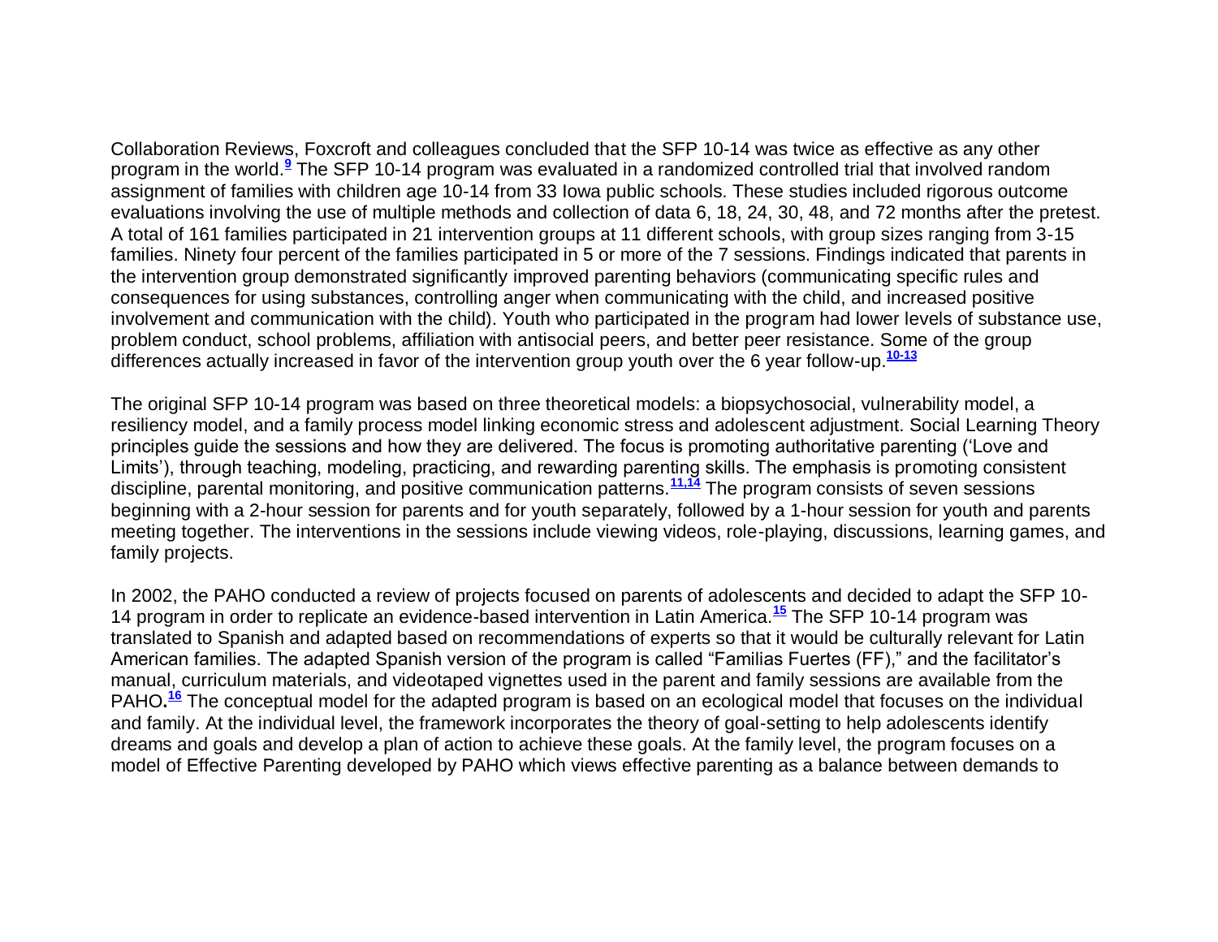Collaboration Reviews, Foxcroft and colleagues concluded that the SFP 10-14 was twice as effective as any other program in the world.[9] The SFP 10-14 program was evaluated in a randomized controlled trial that involved random assignment of families with children age 10-14 from 33 Iowa public schools. These studies included rigorous outcome evaluations involving the use of multiple methods and collection of data 6, 18, 24, 30, 48, and 72 months after the pretest. A total of 161 families participated in 21 intervention groups at 11 different schools, with group sizes ranging from 3-15 families. Ninety four percent of the families participated in 5 or more of the 7 sessions. Findings indicated that parents in the intervention group demonstrated significantly improved parenting behaviors (communicating specific rules and consequences for using substances, controlling anger when communicating with the child, and increased positive involvement and communication with the child). Youth who participated in the program had lower levels of substance use, problem conduct, school problems, affiliation with antisocial peers, and better peer resistance. Some of the group differences actually increased in favor of the intervention group youth over the 6 year follow-up.[10-13]

The original SFP 10-14 program was based on three theoretical models: a biopsychosocial, vulnerability model, a resiliency model, and a family process model linking economic stress and adolescent adjustment. Social Learning Theory principles guide the sessions and how they are delivered. The focus is promoting authoritative parenting ('Love and Limits'), through teaching, modeling, practicing, and rewarding parenting skills. The emphasis is promoting consistent discipline, parental monitoring, and positive communication patterns.[11,14] The program consists of seven sessions beginning with a 2-hour session for parents and for youth separately, followed by a 1-hour session for youth and parents meeting together. The interventions in the sessions include viewing videos, role-playing, discussions, learning games, and family projects.

In 2002, the PAHO conducted a review of projects focused on parents of adolescents and decided to adapt the SFP 10-14 program in order to replicate an evidence-based intervention in Latin America.[15] The SFP 10-14 program was translated to Spanish and adapted based on recommendations of experts so that it would be culturally relevant for Latin American families. The adapted Spanish version of the program is called "Familias Fuertes (FF)," and the facilitator's manual, curriculum materials, and videotaped vignettes used in the parent and family sessions are available from the PAHO.[16] The conceptual model for the adapted program is based on an ecological model that focuses on the individual and family. At the individual level, the framework incorporates the theory of goal-setting to help adolescents identify dreams and goals and develop a plan of action to achieve these goals. At the family level, the program focuses on a model of Effective Parenting developed by PAHO which views effective parenting as a balance between demands to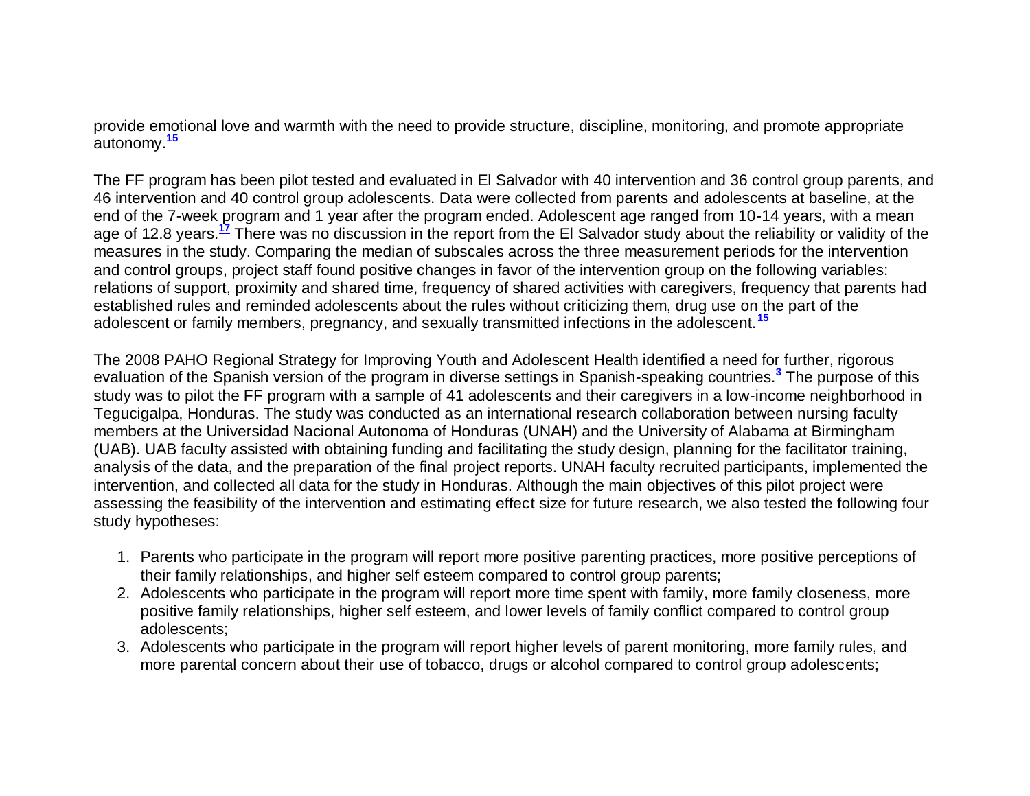provide emotional love and warmth with the need to provide structure, discipline, monitoring, and promote appropriate autonomy.[15]

The FF program has been pilot tested and evaluated in El Salvador with 40 intervention and 36 control group parents, and 46 intervention and 40 control group adolescents. Data were collected from parents and adolescents at baseline, at the end of the 7-week program and 1 year after the program ended. Adolescent age ranged from 10-14 years, with a mean age of 12.8 years.[17] There was no discussion in the report from the El Salvador study about the reliability or validity of the measures in the study. Comparing the median of subscales across the three measurement periods for the intervention and control groups, project staff found positive changes in favor of the intervention group on the following variables: relations of support, proximity and shared time, frequency of shared activities with caregivers, frequency that parents had established rules and reminded adolescents about the rules without criticizing them, drug use on the part of the adolescent or family members, pregnancy, and sexually transmitted infections in the adolescent.[15]

The 2008 PAHO Regional Strategy for Improving Youth and Adolescent Health identified a need for further, rigorous evaluation of the Spanish version of the program in diverse settings in Spanish-speaking countries.[3] The purpose of this study was to pilot the FF program with a sample of 41 adolescents and their caregivers in a low-income neighborhood in Tegucigalpa, Honduras. The study was conducted as an international research collaboration between nursing faculty members at the Universidad Nacional Autonoma of Honduras (UNAH) and the University of Alabama at Birmingham (UAB). UAB faculty assisted with obtaining funding and facilitating the study design, planning for the facilitator training, analysis of the data, and the preparation of the final project reports. UNAH faculty recruited participants, implemented the intervention, and collected all data for the study in Honduras. Although the main objectives of this pilot project were assessing the feasibility of the intervention and estimating effect size for future research, we also tested the following four study hypotheses:

1. Parents who participate in the program will report more positive parenting practices, more positive perceptions of their family relationships, and higher self esteem compared to control group parents;
2. Adolescents who participate in the program will report more time spent with family, more family closeness, more positive family relationships, higher self esteem, and lower levels of family conflict compared to control group adolescents;
3. Adolescents who participate in the program will report higher levels of parent monitoring, more family rules, and more parental concern about their use of tobacco, drugs or alcohol compared to control group adolescents;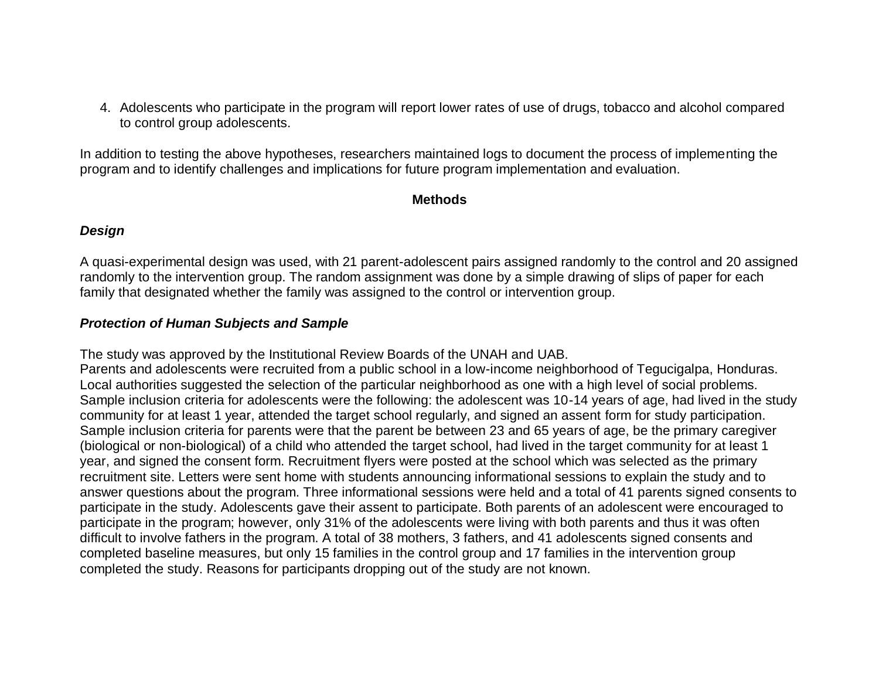4. Adolescents who participate in the program will report lower rates of use of drugs, tobacco and alcohol compared to control group adolescents.

In addition to testing the above hypotheses, researchers maintained logs to document the process of implementing the program and to identify challenges and implications for future program implementation and evaluation.

## Methods

### *Design*

A quasi-experimental design was used, with 21 parent-adolescent pairs assigned randomly to the control and 20 assigned randomly to the intervention group. The random assignment was done by a simple drawing of slips of paper for each family that designated whether the family was assigned to the control or intervention group.

### *Protection of Human Subjects and Sample*

The study was approved by the Institutional Review Boards of the UNAH and UAB.
Parents and adolescents were recruited from a public school in a low-income neighborhood of Tegucigalpa, Honduras. Local authorities suggested the selection of the particular neighborhood as one with a high level of social problems. Sample inclusion criteria for adolescents were the following: the adolescent was 10-14 years of age, had lived in the study community for at least 1 year, attended the target school regularly, and signed an assent form for study participation. Sample inclusion criteria for parents were that the parent be between 23 and 65 years of age, be the primary caregiver (biological or non-biological) of a child who attended the target school, had lived in the target community for at least 1 year, and signed the consent form. Recruitment flyers were posted at the school which was selected as the primary recruitment site. Letters were sent home with students announcing informational sessions to explain the study and to answer questions about the program. Three informational sessions were held and a total of 41 parents signed consents to participate in the study. Adolescents gave their assent to participate. Both parents of an adolescent were encouraged to participate in the program; however, only 31% of the adolescents were living with both parents and thus it was often difficult to involve fathers in the program. A total of 38 mothers, 3 fathers, and 41 adolescents signed consents and completed baseline measures, but only 15 families in the control group and 17 families in the intervention group completed the study. Reasons for participants dropping out of the study are not known.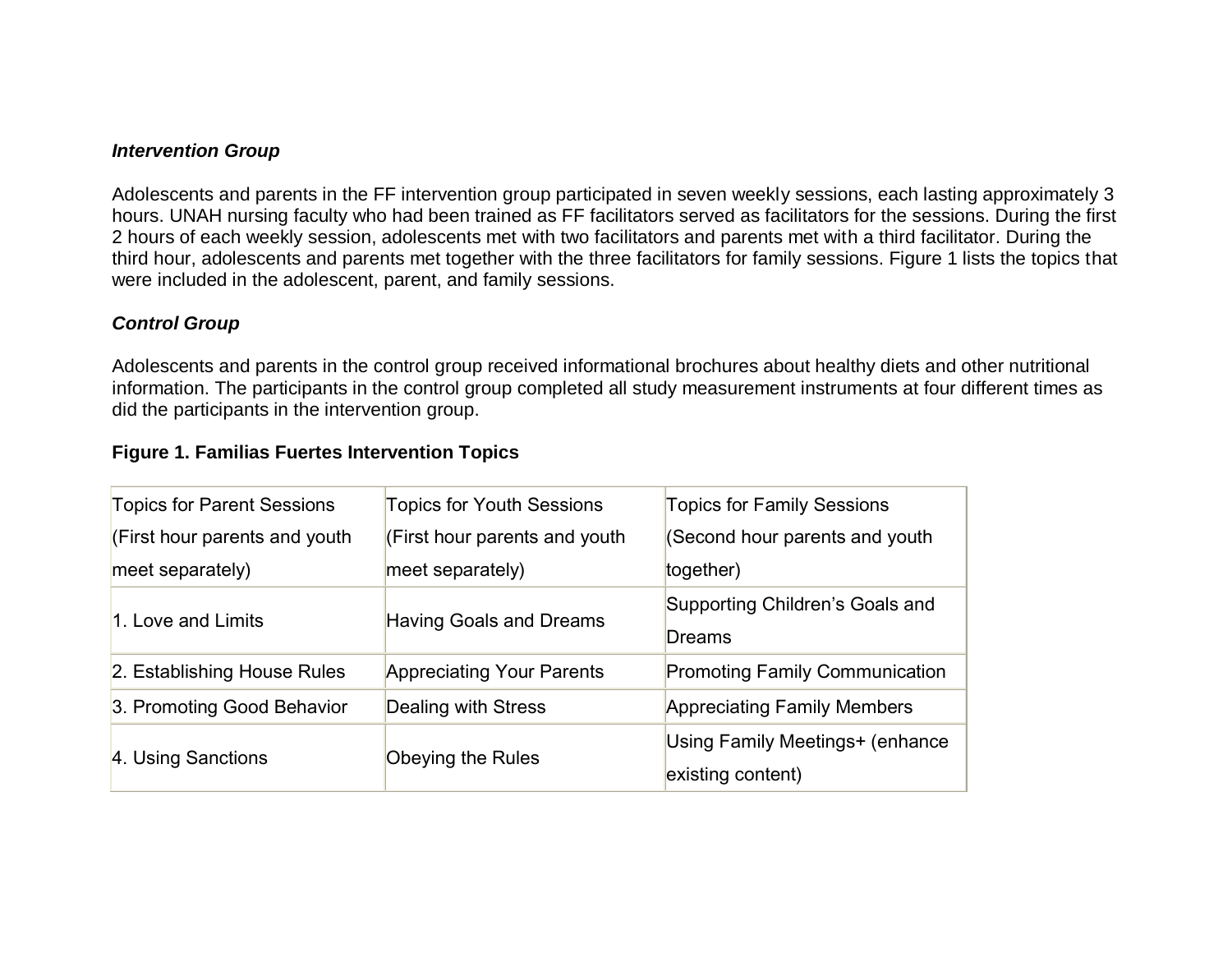***Intervention Group***

Adolescents and parents in the FF intervention group participated in seven weekly sessions, each lasting approximately 3 hours. UNAH nursing faculty who had been trained as FF facilitators served as facilitators for the sessions. During the first 2 hours of each weekly session, adolescents met with two facilitators and parents met with a third facilitator. During the third hour, adolescents and parents met together with the three facilitators for family sessions. Figure 1 lists the topics that were included in the adolescent, parent, and family sessions.

***Control Group***

Adolescents and parents in the control group received informational brochures about healthy diets and other nutritional information. The participants in the control group completed all study measurement instruments at four different times as did the participants in the intervention group.

**Figure 1. Familias Fuertes Intervention Topics**

| Topics for Parent Sessions (First hour parents and youth meet separately) | Topics for Youth Sessions (First hour parents and youth meet separately) | Topics for Family Sessions (Second hour parents and youth together) |
|---|---|---|
| 1. Love and Limits | Having Goals and Dreams | Supporting Children's Goals and Dreams |
| 2. Establishing House Rules | Appreciating Your Parents | Promoting Family Communication |
| 3. Promoting Good Behavior | Dealing with Stress | Appreciating Family Members |
| 4. Using Sanctions | Obeying the Rules | Using Family Meetings+ (enhance existing content) |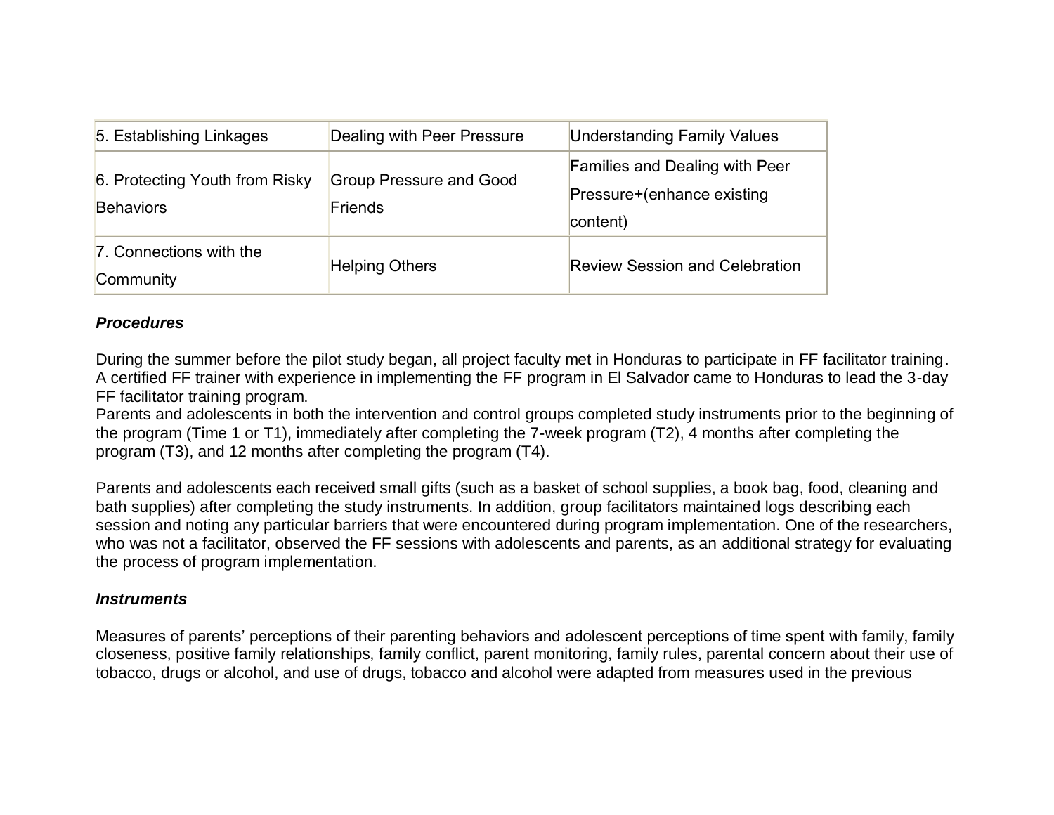| | | |
|---|---|---|
| 5. Establishing Linkages | Dealing with Peer Pressure | Understanding Family Values |
| 6. Protecting Youth from Risky Behaviors | Group Pressure and Good Friends | Families and Dealing with Peer Pressure+(enhance existing content) |
| 7. Connections with the Community | Helping Others | Review Session and Celebration |

### *Procedures*

During the summer before the pilot study began, all project faculty met in Honduras to participate in FF facilitator training. A certified FF trainer with experience in implementing the FF program in El Salvador came to Honduras to lead the 3-day FF facilitator training program.
Parents and adolescents in both the intervention and control groups completed study instruments prior to the beginning of the program (Time 1 or T1), immediately after completing the 7-week program (T2), 4 months after completing the program (T3), and 12 months after completing the program (T4).

Parents and adolescents each received small gifts (such as a basket of school supplies, a book bag, food, cleaning and bath supplies) after completing the study instruments. In addition, group facilitators maintained logs describing each session and noting any particular barriers that were encountered during program implementation. One of the researchers, who was not a facilitator, observed the FF sessions with adolescents and parents, as an additional strategy for evaluating the process of program implementation.

### *Instruments*

Measures of parents' perceptions of their parenting behaviors and adolescent perceptions of time spent with family, family closeness, positive family relationships, family conflict, parent monitoring, family rules, parental concern about their use of tobacco, drugs or alcohol, and use of drugs, tobacco and alcohol were adapted from measures used in the previous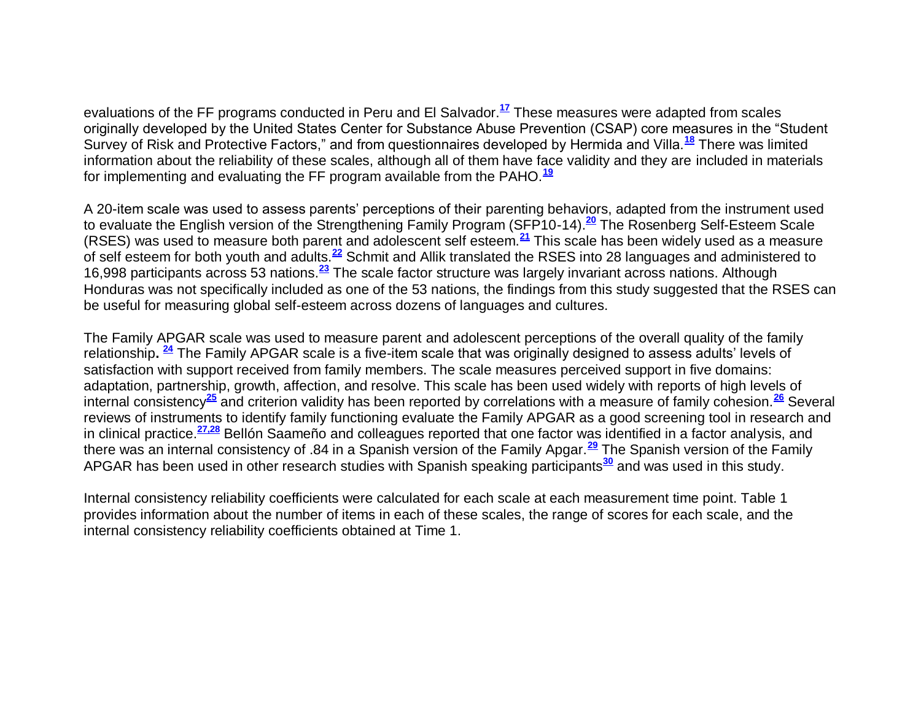evaluations of the FF programs conducted in Peru and El Salvador.[17] These measures were adapted from scales originally developed by the United States Center for Substance Abuse Prevention (CSAP) core measures in the "Student Survey of Risk and Protective Factors," and from questionnaires developed by Hermida and Villa.[18] There was limited information about the reliability of these scales, although all of them have face validity and they are included in materials for implementing and evaluating the FF program available from the PAHO.[19]

A 20-item scale was used to assess parents' perceptions of their parenting behaviors, adapted from the instrument used to evaluate the English version of the Strengthening Family Program (SFP10-14).[20] The Rosenberg Self-Esteem Scale (RSES) was used to measure both parent and adolescent self esteem.[21] This scale has been widely used as a measure of self esteem for both youth and adults.[22] Schmit and Allik translated the RSES into 28 languages and administered to 16,998 participants across 53 nations.[23] The scale factor structure was largely invariant across nations. Although Honduras was not specifically included as one of the 53 nations, the findings from this study suggested that the RSES can be useful for measuring global self-esteem across dozens of languages and cultures.

The Family APGAR scale was used to measure parent and adolescent perceptions of the overall quality of the family relationship**.** [24] The Family APGAR scale is a five-item scale that was originally designed to assess adults' levels of satisfaction with support received from family members. The scale measures perceived support in five domains: adaptation, partnership, growth, affection, and resolve. This scale has been used widely with reports of high levels of internal consistency[25] and criterion validity has been reported by correlations with a measure of family cohesion.[26] Several reviews of instruments to identify family functioning evaluate the Family APGAR as a good screening tool in research and in clinical practice.[27,28] Bellón Saameño and colleagues reported that one factor was identified in a factor analysis, and there was an internal consistency of .84 in a Spanish version of the Family Apgar.[29] The Spanish version of the Family APGAR has been used in other research studies with Spanish speaking participants[30] and was used in this study.

Internal consistency reliability coefficients were calculated for each scale at each measurement time point. Table 1 provides information about the number of items in each of these scales, the range of scores for each scale, and the internal consistency reliability coefficients obtained at Time 1.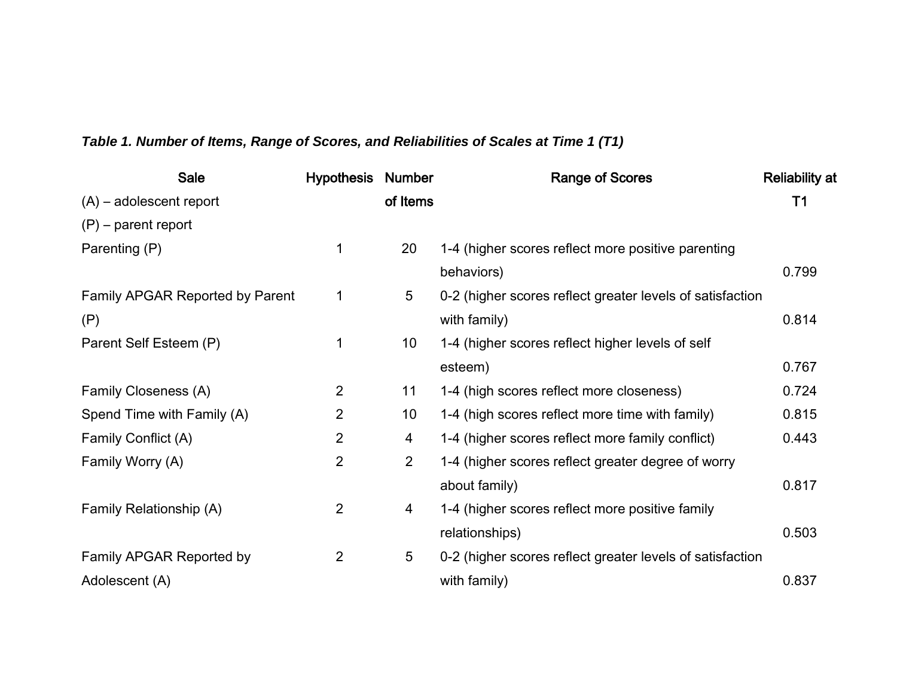***Table 1. Number of Items, Range of Scores, and Reliabilities of Scales at Time 1 (T1)***

| Sale<br>(A) – adolescent report<br>(P) – parent report | Hypothesis | Number of Items | Range of Scores | Reliability at T1 |
|---|---|---|---|---|
| Parenting (P) | 1 | 20 | 1-4 (higher scores reflect more positive parenting behaviors) | 0.799 |
| Family APGAR Reported by Parent (P) | 1 | 5 | 0-2 (higher scores reflect greater levels of satisfaction with family) | 0.814 |
| Parent Self Esteem (P) | 1 | 10 | 1-4 (higher scores reflect higher levels of self esteem) | 0.767 |
| Family Closeness (A) | 2 | 11 | 1-4 (high scores reflect more closeness) | 0.724 |
| Spend Time with Family (A) | 2 | 10 | 1-4 (high scores reflect more time with family) | 0.815 |
| Family Conflict (A) | 2 | 4 | 1-4 (higher scores reflect more family conflict) | 0.443 |
| Family Worry (A) | 2 | 2 | 1-4 (higher scores reflect greater degree of worry about family) | 0.817 |
| Family Relationship (A) | 2 | 4 | 1-4 (higher scores reflect more positive family relationships) | 0.503 |
| Family APGAR Reported by Adolescent (A) | 2 | 5 | 0-2 (higher scores reflect greater levels of satisfaction with family) | 0.837 |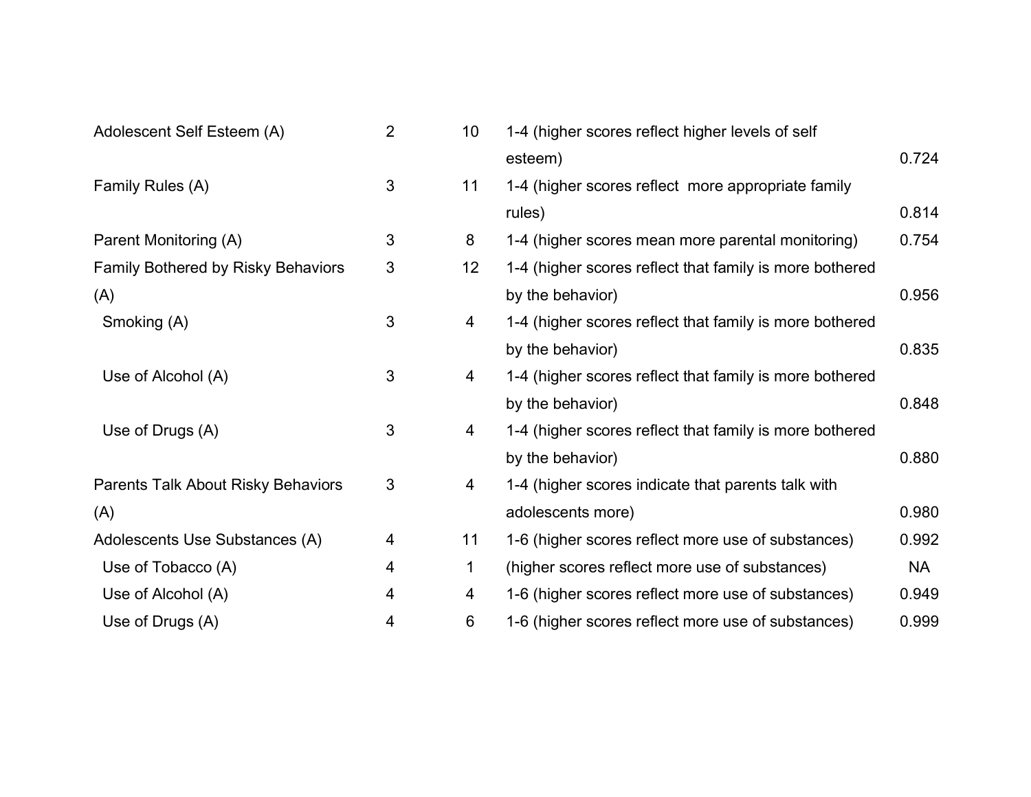| | | | | |
|---|---|---|---|---|
| Adolescent Self Esteem (A) | 2 | 10 | 1-4 (higher scores reflect higher levels of self esteem) | 0.724 |
| Family Rules (A) | 3 | 11 | 1-4 (higher scores reflect more appropriate family rules) | 0.814 |
| Parent Monitoring (A) | 3 | 8 | 1-4 (higher scores mean more parental monitoring) | 0.754 |
| Family Bothered by Risky Behaviors (A) | 3 | 12 | 1-4 (higher scores reflect that family is more bothered by the behavior) | 0.956 |
| Smoking (A) | 3 | 4 | 1-4 (higher scores reflect that family is more bothered by the behavior) | 0.835 |
| Use of Alcohol (A) | 3 | 4 | 1-4 (higher scores reflect that family is more bothered by the behavior) | 0.848 |
| Use of Drugs (A) | 3 | 4 | 1-4 (higher scores reflect that family is more bothered by the behavior) | 0.880 |
| Parents Talk About Risky Behaviors (A) | 3 | 4 | 1-4 (higher scores indicate that parents talk with adolescents more) | 0.980 |
| Adolescents Use Substances (A) | 4 | 11 | 1-6 (higher scores reflect more use of substances) | 0.992 |
| Use of Tobacco (A) | 4 | 1 | (higher scores reflect more use of substances) | NA |
| Use of Alcohol (A) | 4 | 4 | 1-6 (higher scores reflect more use of substances) | 0.949 |
| Use of Drugs (A) | 4 | 6 | 1-6 (higher scores reflect more use of substances) | 0.999 |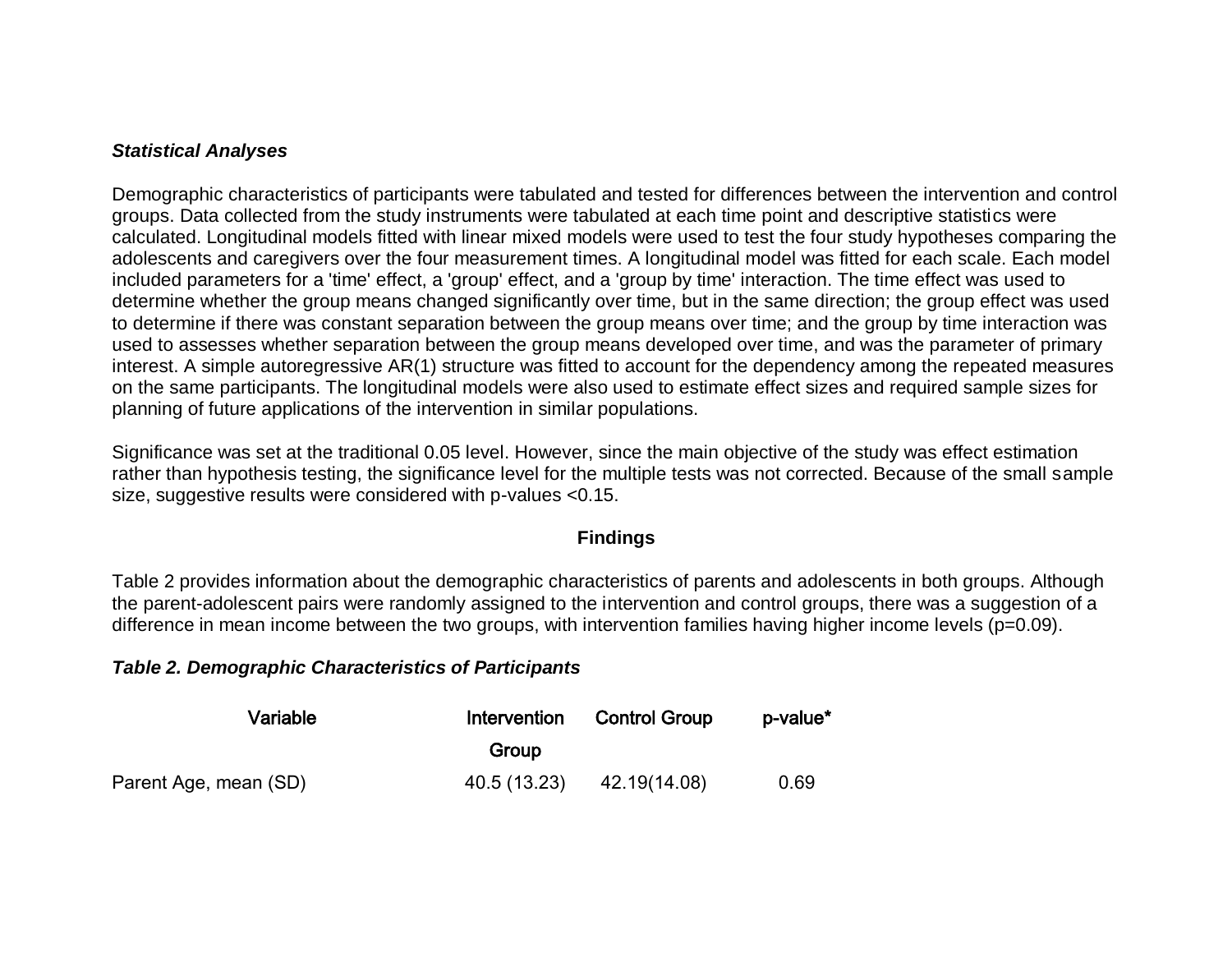### *Statistical Analyses*

Demographic characteristics of participants were tabulated and tested for differences between the intervention and control groups. Data collected from the study instruments were tabulated at each time point and descriptive statistics were calculated. Longitudinal models fitted with linear mixed models were used to test the four study hypotheses comparing the adolescents and caregivers over the four measurement times. A longitudinal model was fitted for each scale. Each model included parameters for a 'time' effect, a 'group' effect, and a 'group by time' interaction. The time effect was used to determine whether the group means changed significantly over time, but in the same direction; the group effect was used to determine if there was constant separation between the group means over time; and the group by time interaction was used to assesses whether separation between the group means developed over time, and was the parameter of primary interest. A simple autoregressive AR(1) structure was fitted to account for the dependency among the repeated measures on the same participants. The longitudinal models were also used to estimate effect sizes and required sample sizes for planning of future applications of the intervention in similar populations.

Significance was set at the traditional 0.05 level. However, since the main objective of the study was effect estimation rather than hypothesis testing, the significance level for the multiple tests was not corrected. Because of the small sample size, suggestive results were considered with p-values <0.15.

## Findings

Table 2 provides information about the demographic characteristics of parents and adolescents in both groups. Although the parent-adolescent pairs were randomly assigned to the intervention and control groups, there was a suggestion of a difference in mean income between the two groups, with intervention families having higher income levels (p=0.09).

***Table 2. Demographic Characteristics of Participants***

| Variable | Intervention Group | Control Group | p-value* |
|---|---|---|---|
| Parent Age, mean (SD) | 40.5 (13.23) | 42.19(14.08) | 0.69 |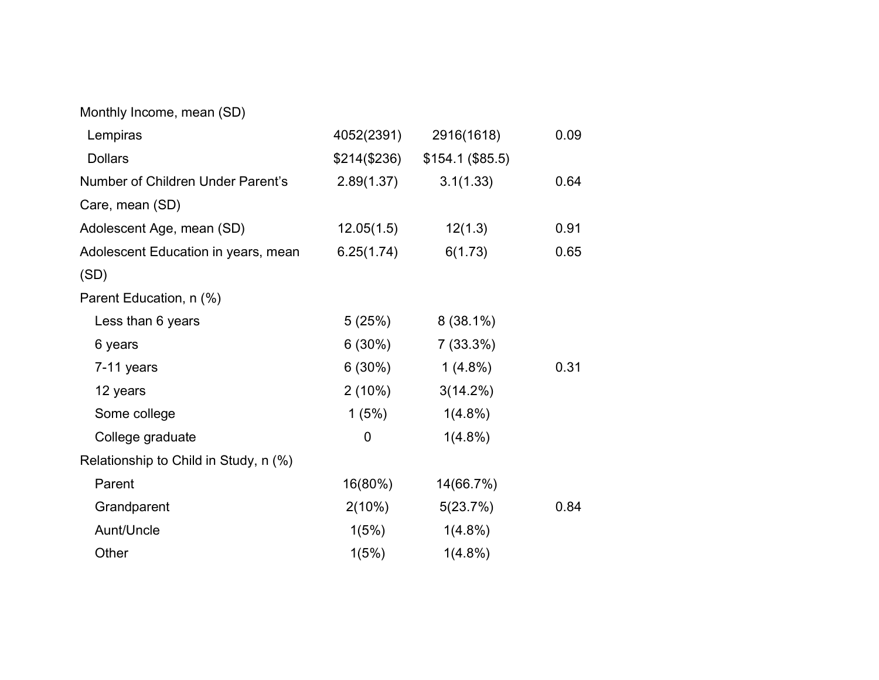| | | | |
|---|---|---|---|
| Monthly Income, mean (SD) | | | |
| Lempiras | 4052(2391) | 2916(1618) | 0.09 |
| Dollars | $214($236) | $154.1 ($85.5) | |
| Number of Children Under Parent's Care, mean (SD) | 2.89(1.37) | 3.1(1.33) | 0.64 |
| Adolescent Age, mean (SD) | 12.05(1.5) | 12(1.3) | 0.91 |
| Adolescent Education in years, mean (SD) | 6.25(1.74) | 6(1.73) | 0.65 |
| Parent Education, n (%) | | | |
| Less than 6 years | 5 (25%) | 8 (38.1%) | |
| 6 years | 6 (30%) | 7 (33.3%) | |
| 7-11 years | 6 (30%) | 1 (4.8%) | 0.31 |
| 12 years | 2 (10%) | 3(14.2%) | |
| Some college | 1 (5%) | 1(4.8%) | |
| College graduate | 0 | 1(4.8%) | |
| Relationship to Child in Study, n (%) | | | |
| Parent | 16(80%) | 14(66.7%) | |
| Grandparent | 2(10%) | 5(23.7%) | 0.84 |
| Aunt/Uncle | 1(5%) | 1(4.8%) | |
| Other | 1(5%) | 1(4.8%) | |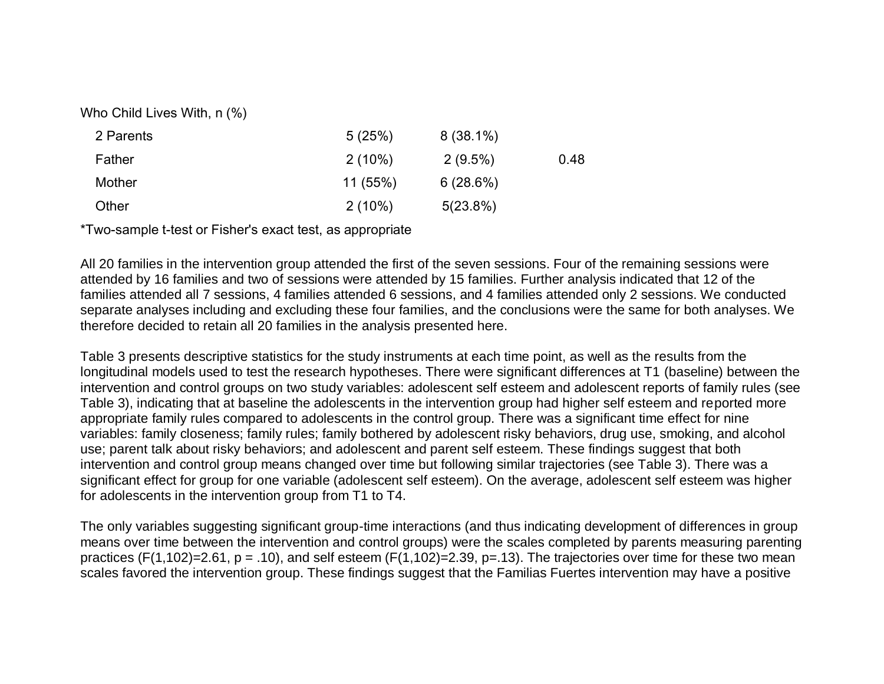| | | | |
|---|---|---|---|
| Who Child Lives With, n (%) | | | |
| 2 Parents | 5 (25%) | 8 (38.1%) | |
| Father | 2 (10%) | 2 (9.5%) | 0.48 |
| Mother | 11 (55%) | 6 (28.6%) | |
| Other | 2 (10%) | 5(23.8%) | |

*Two-sample t-test or Fisher's exact test, as appropriate

All 20 families in the intervention group attended the first of the seven sessions. Four of the remaining sessions were attended by 16 families and two of sessions were attended by 15 families. Further analysis indicated that 12 of the families attended all 7 sessions, 4 families attended 6 sessions, and 4 families attended only 2 sessions. We conducted separate analyses including and excluding these four families, and the conclusions were the same for both analyses. We therefore decided to retain all 20 families in the analysis presented here.

Table 3 presents descriptive statistics for the study instruments at each time point, as well as the results from the longitudinal models used to test the research hypotheses. There were significant differences at T1 (baseline) between the intervention and control groups on two study variables: adolescent self esteem and adolescent reports of family rules (see Table 3), indicating that at baseline the adolescents in the intervention group had higher self esteem and reported more appropriate family rules compared to adolescents in the control group. There was a significant time effect for nine variables: family closeness; family rules; family bothered by adolescent risky behaviors, drug use, smoking, and alcohol use; parent talk about risky behaviors; and adolescent and parent self esteem. These findings suggest that both intervention and control group means changed over time but following similar trajectories (see Table 3). There was a significant effect for group for one variable (adolescent self esteem). On the average, adolescent self esteem was higher for adolescents in the intervention group from T1 to T4.

The only variables suggesting significant group-time interactions (and thus indicating development of differences in group means over time between the intervention and control groups) were the scales completed by parents measuring parenting practices ($F(1,102)=2.61$, $p = .10$), and self esteem ($F(1,102)=2.39$, $p=.13$). The trajectories over time for these two mean scales favored the intervention group. These findings suggest that the Familias Fuertes intervention may have a positive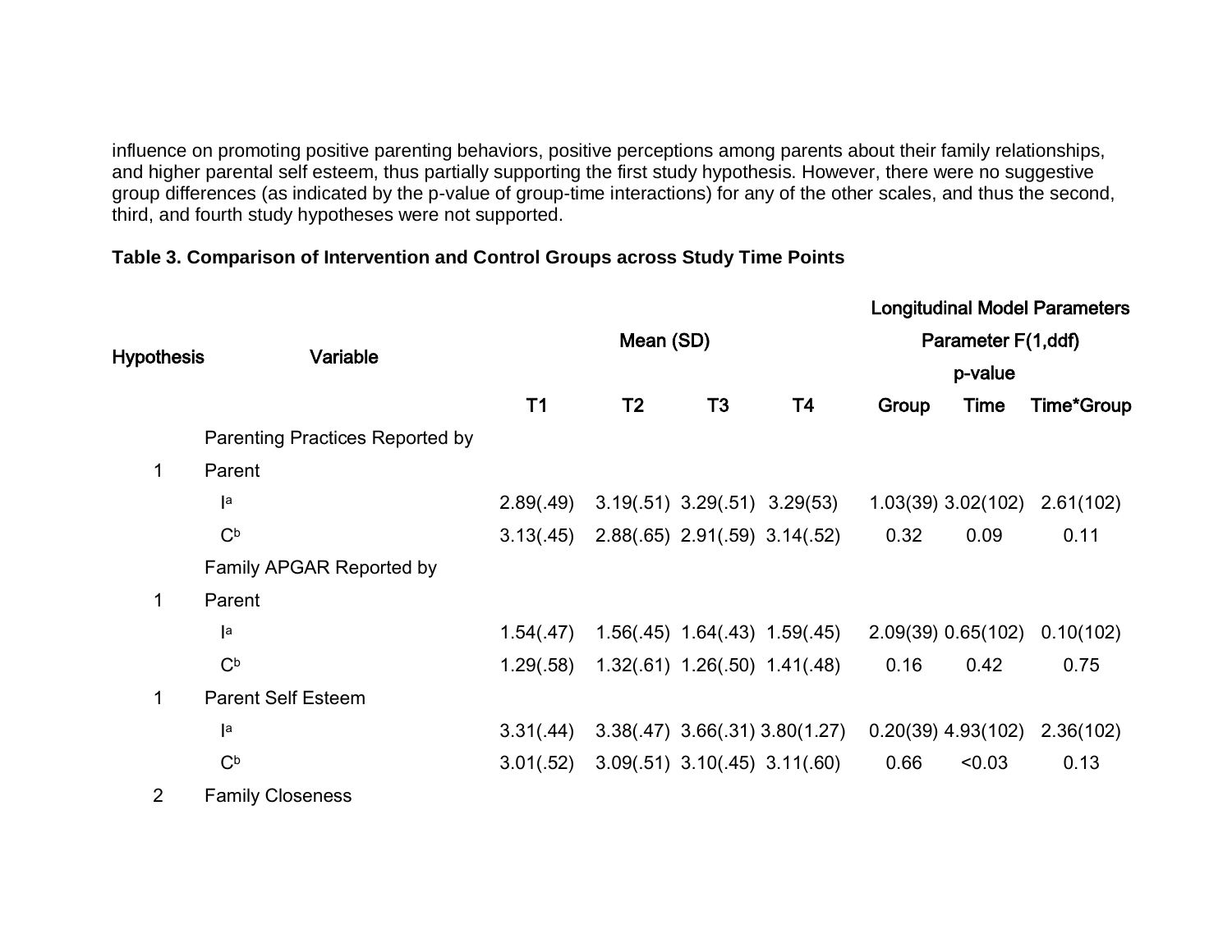influence on promoting positive parenting behaviors, positive perceptions among parents about their family relationships, and higher parental self esteem, thus partially supporting the first study hypothesis. However, there were no suggestive group differences (as indicated by the p-value of group-time interactions) for any of the other scales, and thus the second, third, and fourth study hypotheses were not supported.

**Table 3. Comparison of Intervention and Control Groups across Study Time Points**

| Hypothesis | Variable | Mean (SD) | | | | Longitudinal Model Parameters Parameter F(1,ddf) p-value | | |
|---|---|---|---|---|---|---|---|---|
| | | T1 | T2 | T3 | T4 | Group | Time | Time*Group |
| 1 | Parenting Practices Reported by Parent | | | | | | | |
| | I[a] | 2.89(.49) | 3.19(.51) | 3.29(.51) | 3.29(53) | 1.03(39) | 3.02(102) | 2.61(102) |
| | C[b] | 3.13(.45) | 2.88(.65) | 2.91(.59) | 3.14(.52) | 0.32 | 0.09 | 0.11 |
| 1 | Family APGAR Reported by Parent | | | | | | | |
| | I[a] | 1.54(.47) | 1.56(.45) | 1.64(.43) | 1.59(.45) | 2.09(39) | 0.65(102) | 0.10(102) |
| | C[b] | 1.29(.58) | 1.32(.61) | 1.26(.50) | 1.41(.48) | 0.16 | 0.42 | 0.75 |
| 1 | Parent Self Esteem | | | | | | | |
| | I[a] | 3.31(.44) | 3.38(.47) | 3.66(.31) | 3.80(1.27) | 0.20(39) | 4.93(102) | 2.36(102) |
| | C[b] | 3.01(.52) | 3.09(.51) | 3.10(.45) | 3.11(.60) | 0.66 | <0.03 | 0.13 |
| 2 | Family Closeness | | | | | | | |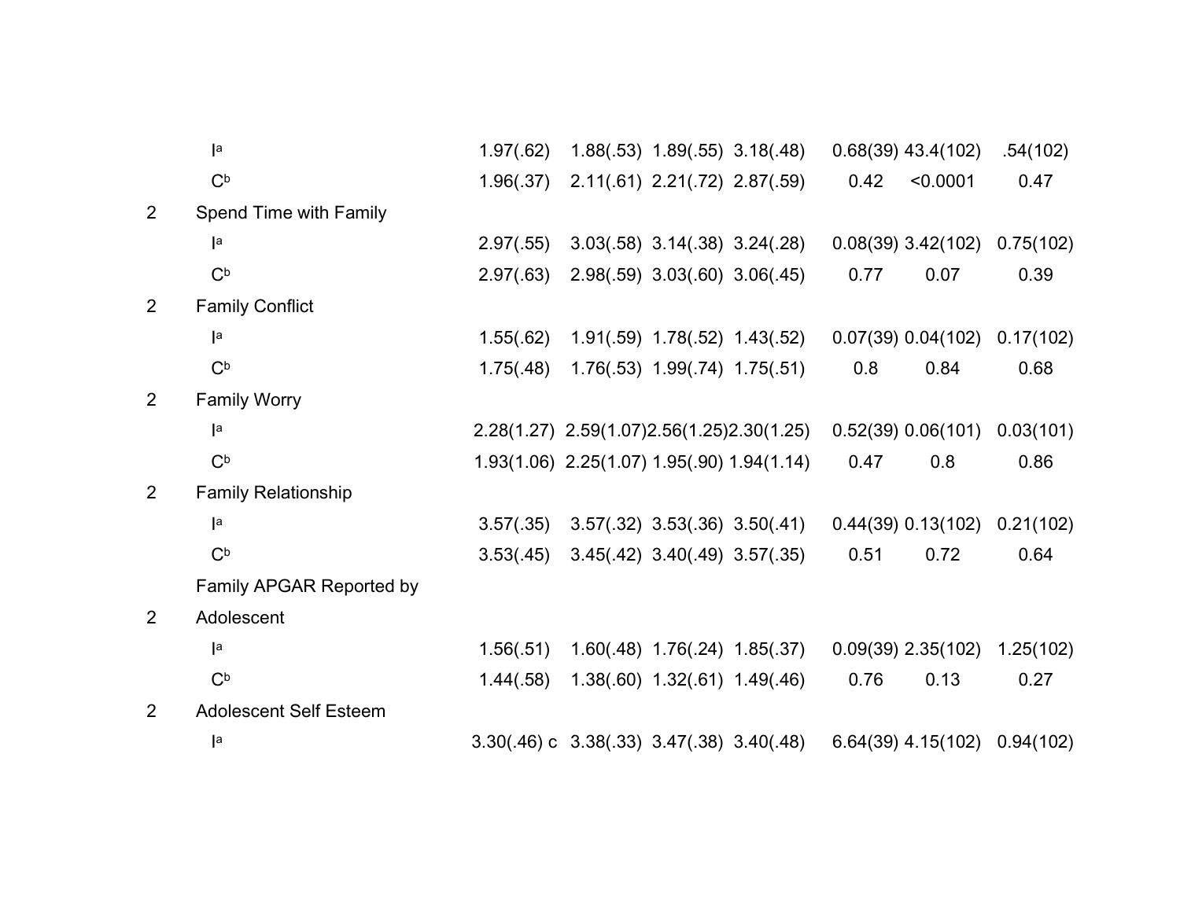| | | | | | | | | |
|---|---|---|---|---|---|---|---|---|
| | I[a] | 1.97(.62) | 1.88(.53) | 1.89(.55) | 3.18(.48) | 0.68(39) | 43.4(102) | .54(102) |
| | C[b] | 1.96(.37) | 2.11(.61) | 2.21(.72) | 2.87(.59) | 0.42 | <0.0001 | 0.47 |
| 2 | Spend Time with Family | | | | | | | |
| | I[a] | 2.97(.55) | 3.03(.58) | 3.14(.38) | 3.24(.28) | 0.08(39) | 3.42(102) | 0.75(102) |
| | C[b] | 2.97(.63) | 2.98(.59) | 3.03(.60) | 3.06(.45) | 0.77 | 0.07 | 0.39 |
| 2 | Family Conflict | | | | | | | |
| | I[a] | 1.55(.62) | 1.91(.59) | 1.78(.52) | 1.43(.52) | 0.07(39) | 0.04(102) | 0.17(102) |
| | C[b] | 1.75(.48) | 1.76(.53) | 1.99(.74) | 1.75(.51) | 0.8 | 0.84 | 0.68 |
| 2 | Family Worry | | | | | | | |
| | I[a] | 2.28(1.27) | 2.59(1.07) | 2.56(1.25) | 2.30(1.25) | 0.52(39) | 0.06(101) | 0.03(101) |
| | C[b] | 1.93(1.06) | 2.25(1.07) | 1.95(.90) | 1.94(1.14) | 0.47 | 0.8 | 0.86 |
| 2 | Family Relationship | | | | | | | |
| | I[a] | 3.57(.35) | 3.57(.32) | 3.53(.36) | 3.50(.41) | 0.44(39) | 0.13(102) | 0.21(102) |
| | C[b] | 3.53(.45) | 3.45(.42) | 3.40(.49) | 3.57(.35) | 0.51 | 0.72 | 0.64 |
| 2 | Family APGAR Reported by Adolescent | | | | | | | |
| | I[a] | 1.56(.51) | 1.60(.48) | 1.76(.24) | 1.85(.37) | 0.09(39) | 2.35(102) | 1.25(102) |
| | C[b] | 1.44(.58) | 1.38(.60) | 1.32(.61) | 1.49(.46) | 0.76 | 0.13 | 0.27 |
| 2 | Adolescent Self Esteem | | | | | | | |
| | I[a] | 3.30(.46) c | 3.38(.33) | 3.47(.38) | 3.40(.48) | 6.64(39) | 4.15(102) | 0.94(102) |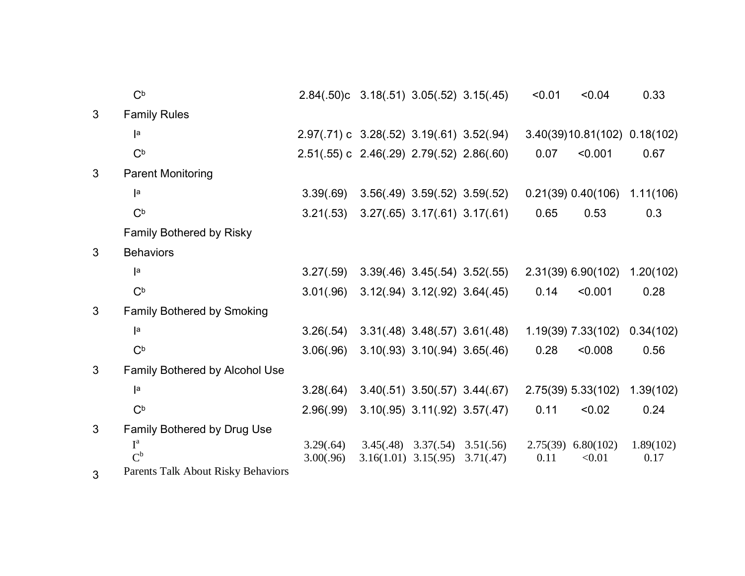| | | | | | | | | |
|---|---|---|---|---|---|---|---|---|
| | C[b] | 2.84(.50)c | 3.18(.51) | 3.05(.52) | 3.15(.45) | <0.01 | <0.04 | 0.33 |
| 3 | Family Rules | | | | | | | |
| | I[a] | 2.97(.71) c | 3.28(.52) | 3.19(.61) | 3.52(.94) | 3.40(39) | 10.81(102) | 0.18(102) |
| | C[b] | 2.51(.55) c | 2.46(.29) | 2.79(.52) | 2.86(.60) | 0.07 | <0.001 | 0.67 |
| 3 | Parent Monitoring | | | | | | | |
| | I[a] | 3.39(.69) | 3.56(.49) | 3.59(.52) | 3.59(.52) | 0.21(39) | 0.40(106) | 1.11(106) |
| | C[b] | 3.21(.53) | 3.27(.65) | 3.17(.61) | 3.17(.61) | 0.65 | 0.53 | 0.3 |
| 3 | Family Bothered by Risky Behaviors | | | | | | | |
| | I[a] | 3.27(.59) | 3.39(.46) | 3.45(.54) | 3.52(.55) | 2.31(39) | 6.90(102) | 1.20(102) |
| | C[b] | 3.01(.96) | 3.12(.94) | 3.12(.92) | 3.64(.45) | 0.14 | <0.001 | 0.28 |
| 3 | Family Bothered by Smoking | | | | | | | |
| | I[a] | 3.26(.54) | 3.31(.48) | 3.48(.57) | 3.61(.48) | 1.19(39) | 7.33(102) | 0.34(102) |
| | C[b] | 3.06(.96) | 3.10(.93) | 3.10(.94) | 3.65(.46) | 0.28 | <0.008 | 0.56 |
| 3 | Family Bothered by Alcohol Use | | | | | | | |
| | I[a] | 3.28(.64) | 3.40(.51) | 3.50(.57) | 3.44(.67) | 2.75(39) | 5.33(102) | 1.39(102) |
| | C[b] | 2.96(.99) | 3.10(.95) | 3.11(.92) | 3.57(.47) | 0.11 | <0.02 | 0.24 |
| 3 | Family Bothered by Drug Use | | | | | | | |
| | I[a] | 3.29(.64) | 3.45(.48) | 3.37(.54) | 3.51(.56) | 2.75(39) | 6.80(102) | 1.89(102) |
| | C[b] | 3.00(.96) | 3.16(1.01) | 3.15(.95) | 3.71(.47) | 0.11 | <0.01 | 0.17 |
| 3 | Parents Talk About Risky Behaviors | | | | | | | |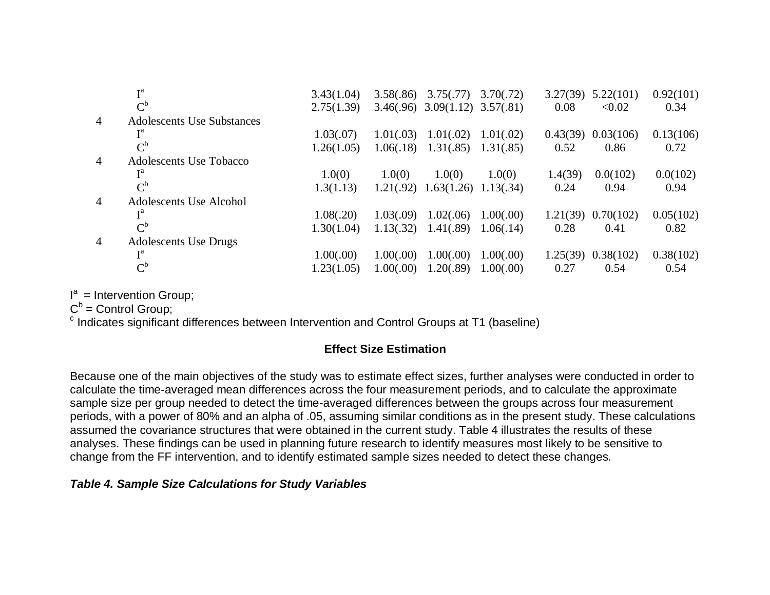| | | | | | | | | |
|---|---|---|---|---|---|---|---|---|
| | I[a] | 3.43(1.04) | 3.58(.86) | 3.75(.77) | 3.70(.72) | 3.27(39) | 5.22(101) | 0.92(101) |
| | C[b] | 2.75(1.39) | 3.46(.96) | 3.09(1.12) | 3.57(.81) | 0.08 | <0.02 | 0.34 |
| 4 | Adolescents Use Substances | | | | | | | |
| | I[a] | 1.03(.07) | 1.01(.03) | 1.01(.02) | 1.01(.02) | 0.43(39) | 0.03(106) | 0.13(106) |
| | C[b] | 1.26(1.05) | 1.06(.18) | 1.31(.85) | 1.31(.85) | 0.52 | 0.86 | 0.72 |
| 4 | Adolescents Use Tobacco | | | | | | | |
| | I[a] | 1.0(0) | 1.0(0) | 1.0(0) | 1.0(0) | 1.4(39) | 0.0(102) | 0.0(102) |
| | C[b] | 1.3(1.13) | 1.21(.92) | 1.63(1.26) | 1.13(.34) | 0.24 | 0.94 | 0.94 |
| 4 | Adolescents Use Alcohol | | | | | | | |
| | I[a] | 1.08(.20) | 1.03(.09) | 1.02(.06) | 1.00(.00) | 1.21(39) | 0.70(102) | 0.05(102) |
| | C[b] | 1.30(1.04) | 1.13(.32) | 1.41(.89) | 1.06(.14) | 0.28 | 0.41 | 0.82 |
| 4 | Adolescents Use Drugs | | | | | | | |
| | I[a] | 1.00(.00) | 1.00(.00) | 1.00(.00) | 1.00(.00) | 1.25(39) | 0.38(102) | 0.38(102) |
| | C[b] | 1.23(1.05) | 1.00(.00) | 1.20(.89) | 1.00(.00) | 0.27 | 0.54 | 0.54 |

I[a] = Intervention Group;
C[b] = Control Group;
[c] Indicates significant differences between Intervention and Control Groups at T1 (baseline)

### Effect Size Estimation

Because one of the main objectives of the study was to estimate effect sizes, further analyses were conducted in order to calculate the time-averaged mean differences across the four measurement periods, and to calculate the approximate sample size per group needed to detect the time-averaged differences between the groups across four measurement periods, with a power of 80% and an alpha of .05, assuming similar conditions as in the present study. These calculations assumed the covariance structures that were obtained in the current study. Table 4 illustrates the results of these analyses. These findings can be used in planning future research to identify measures most likely to be sensitive to change from the FF intervention, and to identify estimated sample sizes needed to detect these changes.

***Table 4. Sample Size Calculations for Study Variables***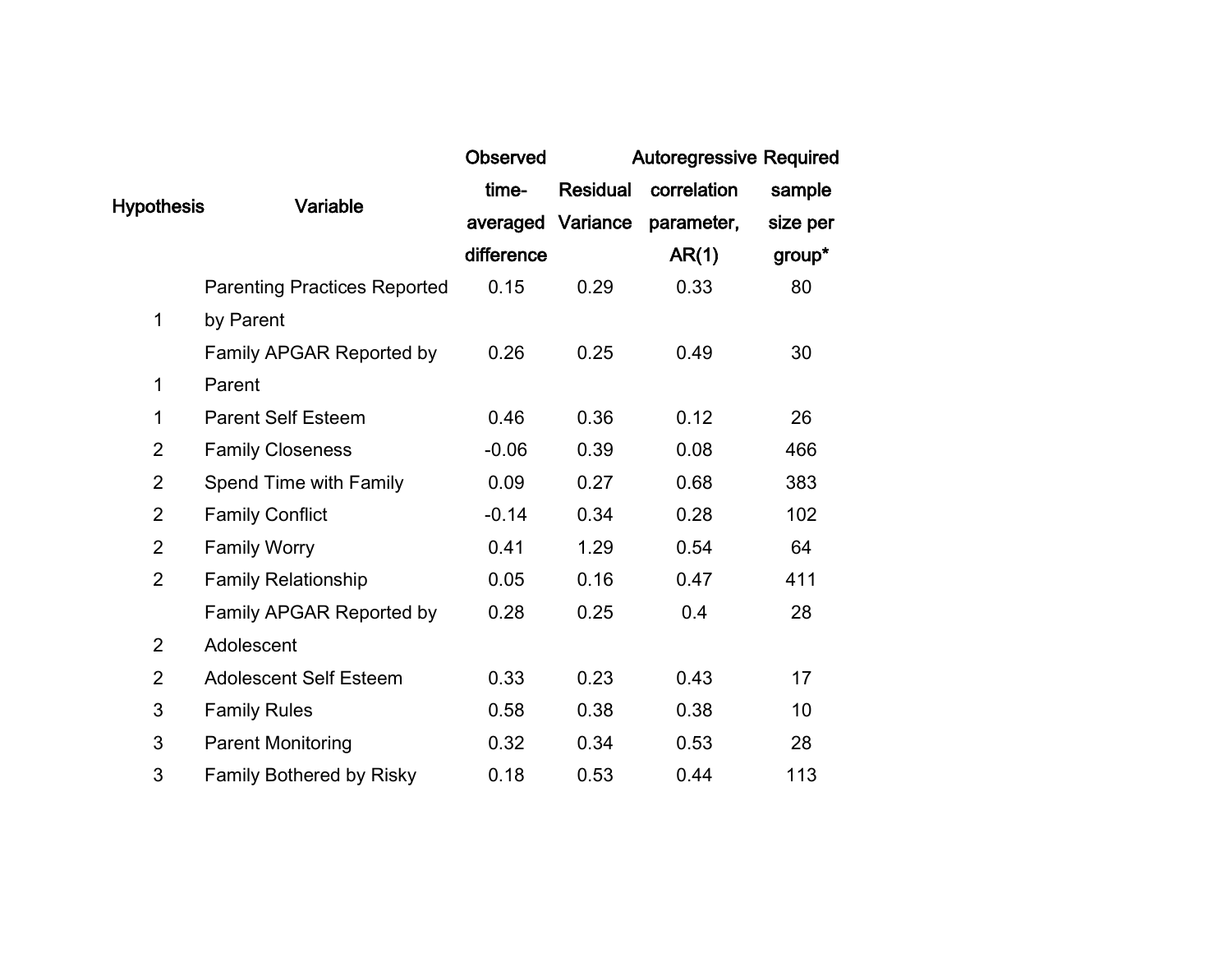| Hypothesis | Variable | Observed time-averaged difference | Residual Variance | Autoregressive correlation parameter, AR(1) | Required sample size per group* |
|---|---|---|---|---|---|
| 1 | Parenting Practices Reported by Parent | 0.15 | 0.29 | 0.33 | 80 |
| 1 | Family APGAR Reported by Parent | 0.26 | 0.25 | 0.49 | 30 |
| 1 | Parent Self Esteem | 0.46 | 0.36 | 0.12 | 26 |
| 2 | Family Closeness | -0.06 | 0.39 | 0.08 | 466 |
| 2 | Spend Time with Family | 0.09 | 0.27 | 0.68 | 383 |
| 2 | Family Conflict | -0.14 | 0.34 | 0.28 | 102 |
| 2 | Family Worry | 0.41 | 1.29 | 0.54 | 64 |
| 2 | Family Relationship | 0.05 | 0.16 | 0.47 | 411 |
| 2 | Family APGAR Reported by Adolescent | 0.28 | 0.25 | 0.4 | 28 |
| 2 | Adolescent Self Esteem | 0.33 | 0.23 | 0.43 | 17 |
| 3 | Family Rules | 0.58 | 0.38 | 0.38 | 10 |
| 3 | Parent Monitoring | 0.32 | 0.34 | 0.53 | 28 |
| 3 | Family Bothered by Risky | 0.18 | 0.53 | 0.44 | 113 |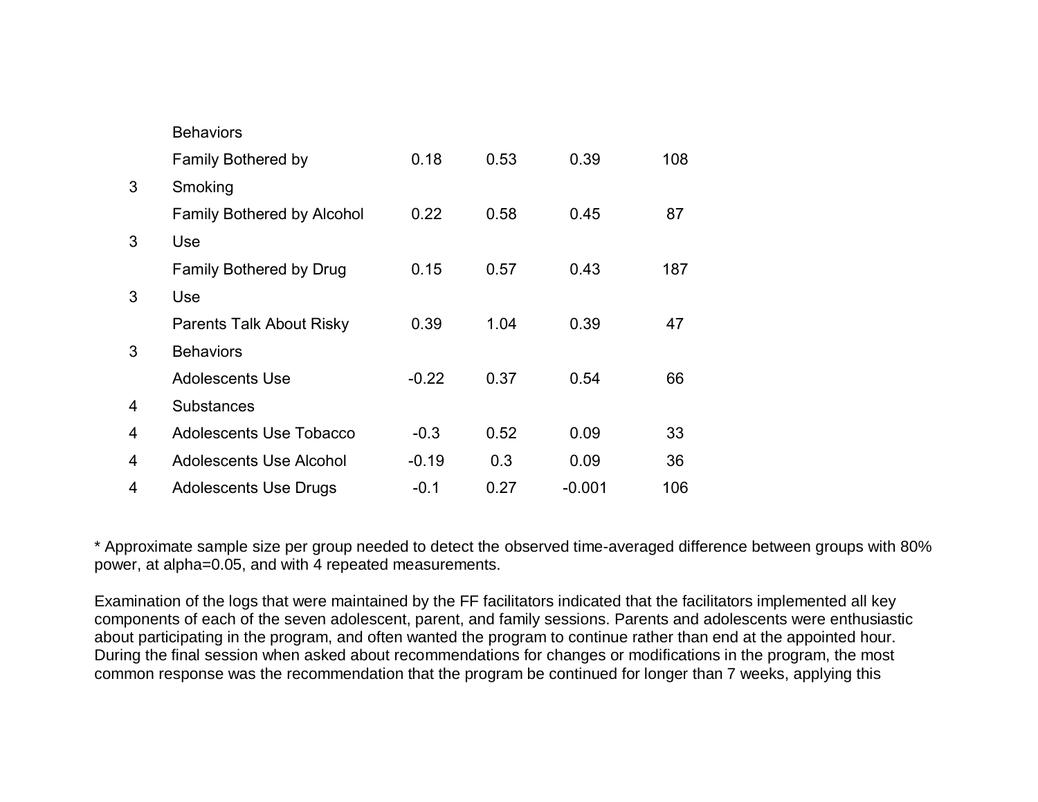| | | | | | |
|---|---|---|---|---|---|
| | Behaviors | | | | |
| 3 | Family Bothered by Smoking | 0.18 | 0.53 | 0.39 | 108 |
| 3 | Family Bothered by Alcohol Use | 0.22 | 0.58 | 0.45 | 87 |
| 3 | Family Bothered by Drug Use | 0.15 | 0.57 | 0.43 | 187 |
| 3 | Parents Talk About Risky Behaviors | 0.39 | 1.04 | 0.39 | 47 |
| 4 | Adolescents Use Substances | -0.22 | 0.37 | 0.54 | 66 |
| 4 | Adolescents Use Tobacco | -0.3 | 0.52 | 0.09 | 33 |
| 4 | Adolescents Use Alcohol | -0.19 | 0.3 | 0.09 | 36 |
| 4 | Adolescents Use Drugs | -0.1 | 0.27 | -0.001 | 106 |

* Approximate sample size per group needed to detect the observed time-averaged difference between groups with 80% power, at alpha=0.05, and with 4 repeated measurements.

Examination of the logs that were maintained by the FF facilitators indicated that the facilitators implemented all key components of each of the seven adolescent, parent, and family sessions. Parents and adolescents were enthusiastic about participating in the program, and often wanted the program to continue rather than end at the appointed hour. During the final session when asked about recommendations for changes or modifications in the program, the most common response was the recommendation that the program be continued for longer than 7 weeks, applying this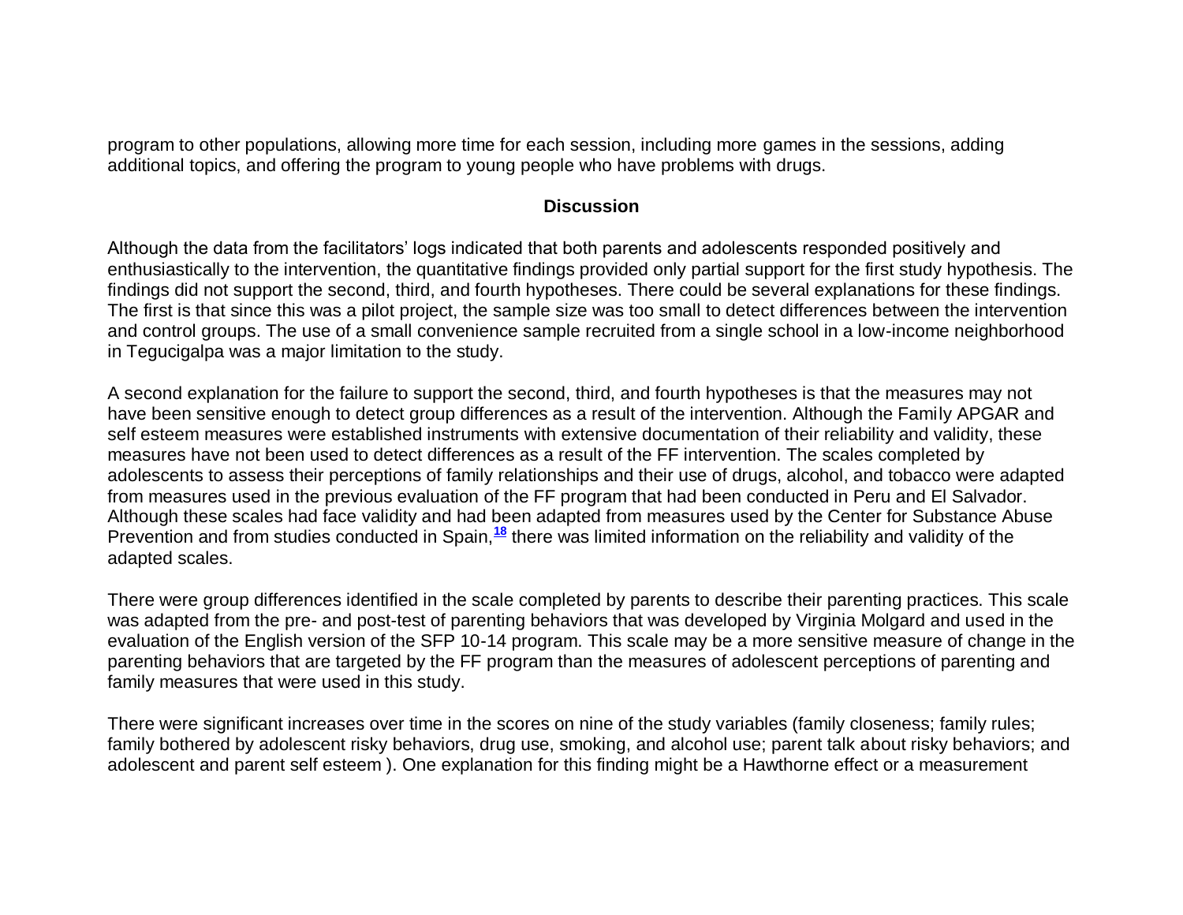program to other populations, allowing more time for each session, including more games in the sessions, adding additional topics, and offering the program to young people who have problems with drugs.

## Discussion

Although the data from the facilitators' logs indicated that both parents and adolescents responded positively and enthusiastically to the intervention, the quantitative findings provided only partial support for the first study hypothesis. The findings did not support the second, third, and fourth hypotheses. There could be several explanations for these findings. The first is that since this was a pilot project, the sample size was too small to detect differences between the intervention and control groups. The use of a small convenience sample recruited from a single school in a low-income neighborhood in Tegucigalpa was a major limitation to the study.

A second explanation for the failure to support the second, third, and fourth hypotheses is that the measures may not have been sensitive enough to detect group differences as a result of the intervention. Although the Family APGAR and self esteem measures were established instruments with extensive documentation of their reliability and validity, these measures have not been used to detect differences as a result of the FF intervention. The scales completed by adolescents to assess their perceptions of family relationships and their use of drugs, alcohol, and tobacco were adapted from measures used in the previous evaluation of the FF program that had been conducted in Peru and El Salvador. Although these scales had face validity and had been adapted from measures used by the Center for Substance Abuse Prevention and from studies conducted in Spain,[18] there was limited information on the reliability and validity of the adapted scales.

There were group differences identified in the scale completed by parents to describe their parenting practices. This scale was adapted from the pre- and post-test of parenting behaviors that was developed by Virginia Molgard and used in the evaluation of the English version of the SFP 10-14 program. This scale may be a more sensitive measure of change in the parenting behaviors that are targeted by the FF program than the measures of adolescent perceptions of parenting and family measures that were used in this study.

There were significant increases over time in the scores on nine of the study variables (family closeness; family rules; family bothered by adolescent risky behaviors, drug use, smoking, and alcohol use; parent talk about risky behaviors; and adolescent and parent self esteem ). One explanation for this finding might be a Hawthorne effect or a measurement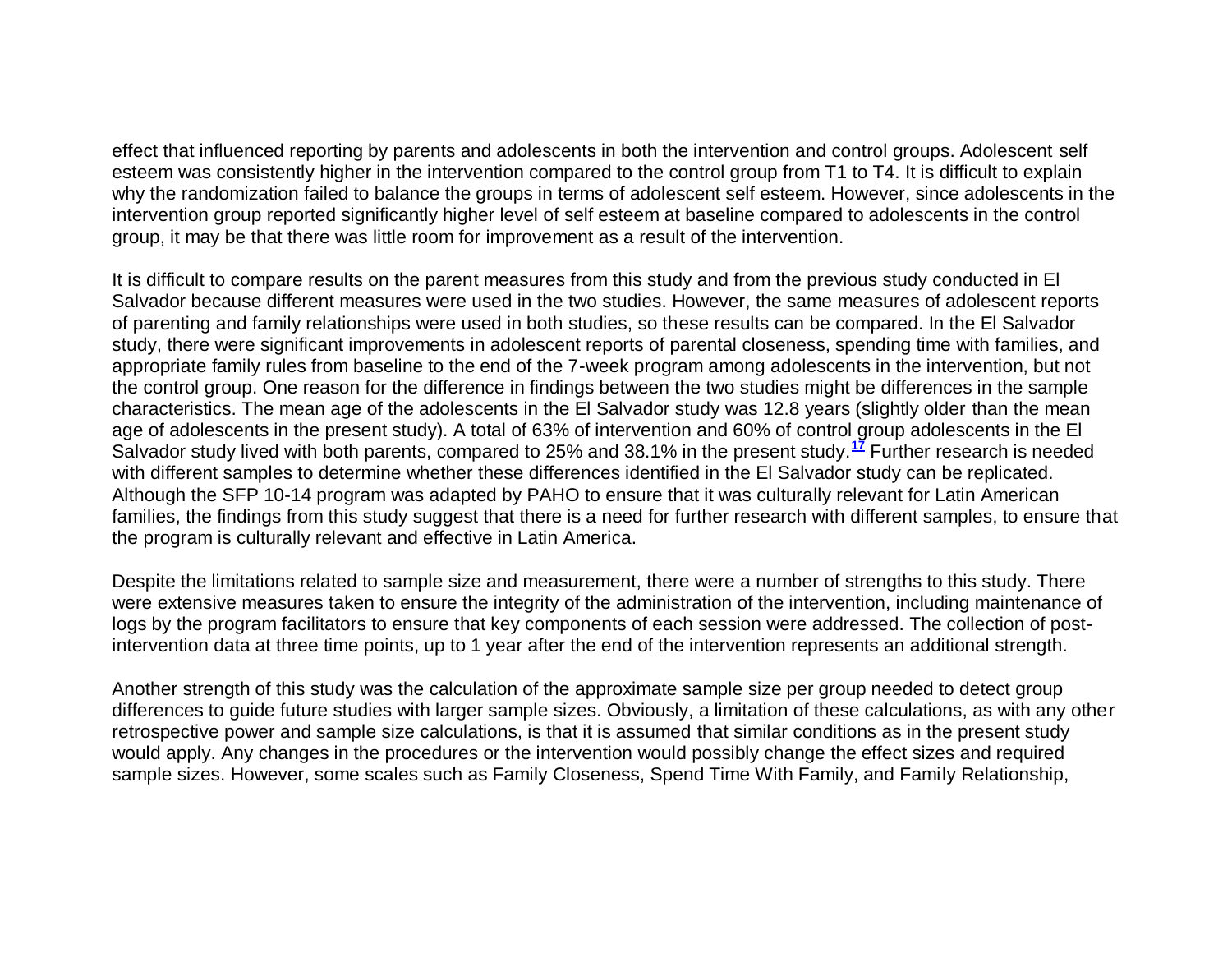effect that influenced reporting by parents and adolescents in both the intervention and control groups. Adolescent self esteem was consistently higher in the intervention compared to the control group from T1 to T4. It is difficult to explain why the randomization failed to balance the groups in terms of adolescent self esteem. However, since adolescents in the intervention group reported significantly higher level of self esteem at baseline compared to adolescents in the control group, it may be that there was little room for improvement as a result of the intervention.

It is difficult to compare results on the parent measures from this study and from the previous study conducted in El Salvador because different measures were used in the two studies. However, the same measures of adolescent reports of parenting and family relationships were used in both studies, so these results can be compared. In the El Salvador study, there were significant improvements in adolescent reports of parental closeness, spending time with families, and appropriate family rules from baseline to the end of the 7-week program among adolescents in the intervention, but not the control group. One reason for the difference in findings between the two studies might be differences in the sample characteristics. The mean age of the adolescents in the El Salvador study was 12.8 years (slightly older than the mean age of adolescents in the present study). A total of 63% of intervention and 60% of control group adolescents in the El Salvador study lived with both parents, compared to 25% and 38.1% in the present study.[17] Further research is needed with different samples to determine whether these differences identified in the El Salvador study can be replicated. Although the SFP 10-14 program was adapted by PAHO to ensure that it was culturally relevant for Latin American families, the findings from this study suggest that there is a need for further research with different samples, to ensure that the program is culturally relevant and effective in Latin America.

Despite the limitations related to sample size and measurement, there were a number of strengths to this study. There were extensive measures taken to ensure the integrity of the administration of the intervention, including maintenance of logs by the program facilitators to ensure that key components of each session were addressed. The collection of post-intervention data at three time points, up to 1 year after the end of the intervention represents an additional strength.

Another strength of this study was the calculation of the approximate sample size per group needed to detect group differences to guide future studies with larger sample sizes. Obviously, a limitation of these calculations, as with any other retrospective power and sample size calculations, is that it is assumed that similar conditions as in the present study would apply. Any changes in the procedures or the intervention would possibly change the effect sizes and required sample sizes. However, some scales such as Family Closeness, Spend Time With Family, and Family Relationship,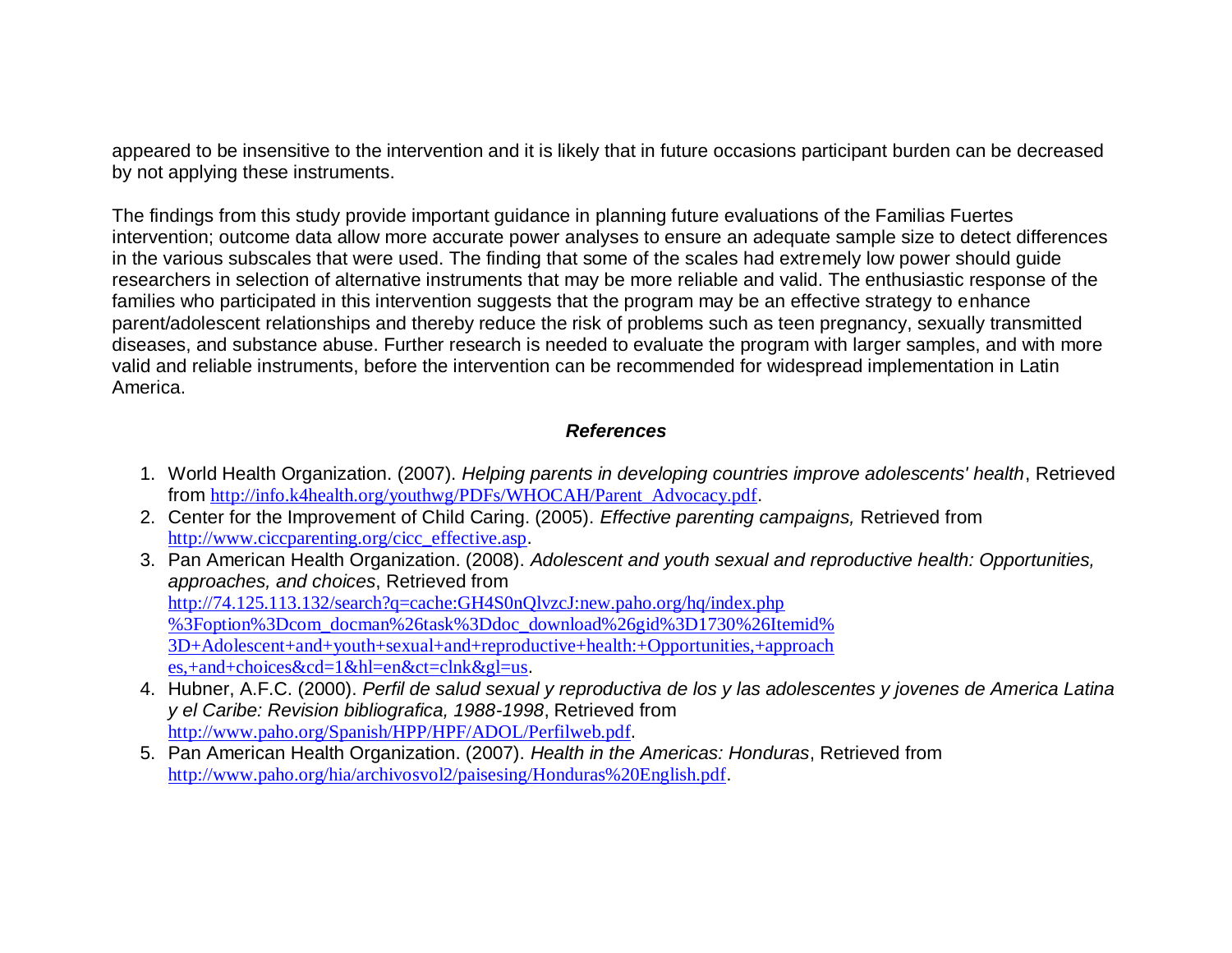appeared to be insensitive to the intervention and it is likely that in future occasions participant burden can be decreased by not applying these instruments.

The findings from this study provide important guidance in planning future evaluations of the Familias Fuertes intervention; outcome data allow more accurate power analyses to ensure an adequate sample size to detect differences in the various subscales that were used. The finding that some of the scales had extremely low power should guide researchers in selection of alternative instruments that may be more reliable and valid. The enthusiastic response of the families who participated in this intervention suggests that the program may be an effective strategy to enhance parent/adolescent relationships and thereby reduce the risk of problems such as teen pregnancy, sexually transmitted diseases, and substance abuse. Further research is needed to evaluate the program with larger samples, and with more valid and reliable instruments, before the intervention can be recommended for widespread implementation in Latin America.

### *References*

1. World Health Organization. (2007). *Helping parents in developing countries improve adolescents' health*, Retrieved from http://info.k4health.org/youthwg/PDFs/WHOCAH/Parent_Advocacy.pdf.
2. Center for the Improvement of Child Caring. (2005). *Effective parenting campaigns,* Retrieved from http://www.ciccparenting.org/cicc_effective.asp.
3. Pan American Health Organization. (2008). *Adolescent and youth sexual and reproductive health: Opportunities, approaches, and choices*, Retrieved from http://74.125.113.132/search?q=cache:GH4S0nQlvzcJ:new.paho.org/hq/index.php%3Foption%3Dcom_docman%26task%3Ddoc_download%26gid%3D1730%26Itemid%3D+Adolescent+and+youth+sexual+and+reproductive+health:+Opportunities,+approaches,+and+choices&cd=1&hl=en&ct=clnk&gl=us.
4. Hubner, A.F.C. (2000). *Perfil de salud sexual y reproductiva de los y las adolescentes y jovenes de America Latina y el Caribe: Revision bibliografica, 1988-1998*, Retrieved from http://www.paho.org/Spanish/HPP/HPF/ADOL/Perfilweb.pdf.
5. Pan American Health Organization. (2007). *Health in the Americas: Honduras*, Retrieved from http://www.paho.org/hia/archivosvol2/paisesing/Honduras%20English.pdf.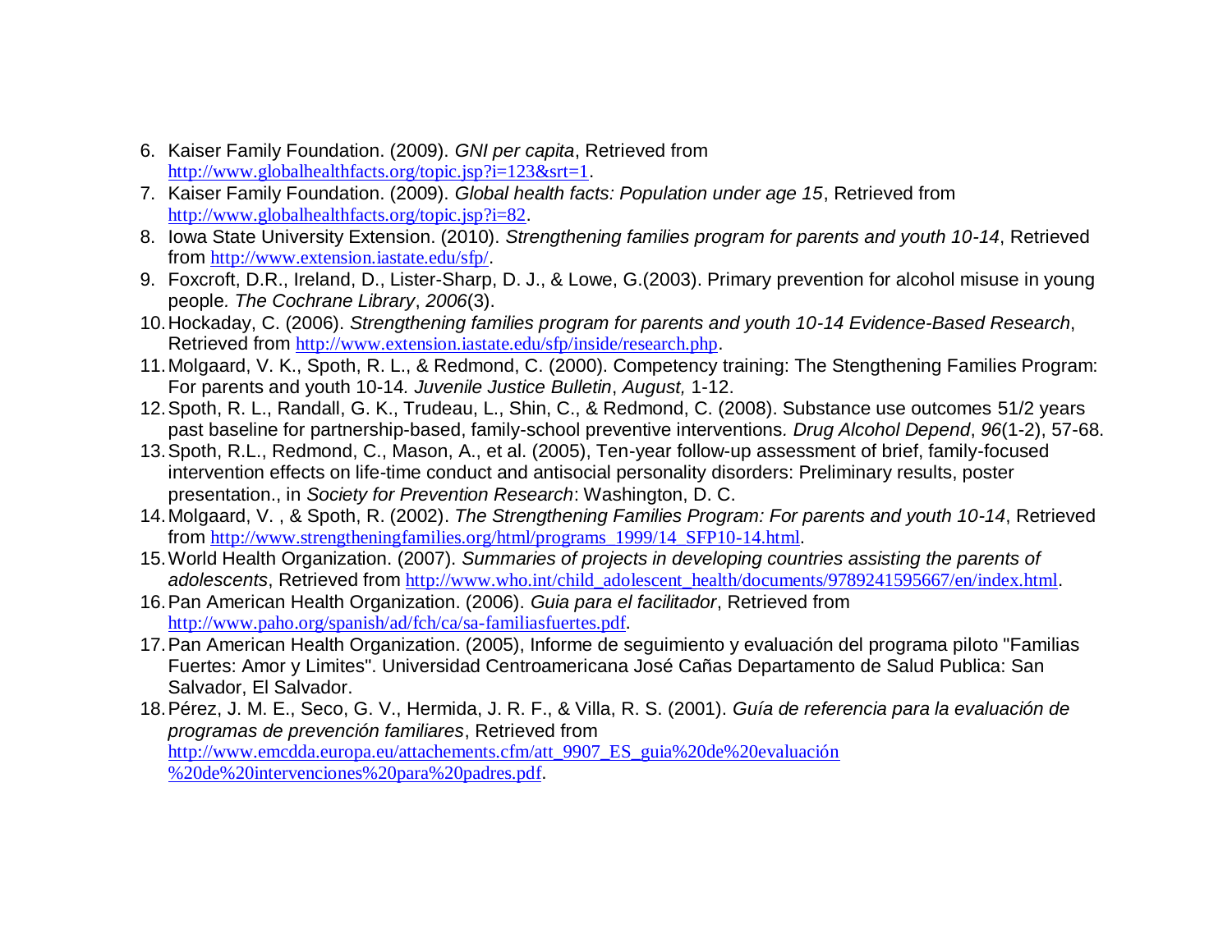6. Kaiser Family Foundation. (2009). *GNI per capita*, Retrieved from http://www.globalhealthfacts.org/topic.jsp?i=123&srt=1.
7. Kaiser Family Foundation. (2009). *Global health facts: Population under age 15*, Retrieved from http://www.globalhealthfacts.org/topic.jsp?i=82.
8. Iowa State University Extension. (2010). *Strengthening families program for parents and youth 10-14*, Retrieved from http://www.extension.iastate.edu/sfp/.
9. Foxcroft, D.R., Ireland, D., Lister-Sharp, D. J., & Lowe, G.(2003). Primary prevention for alcohol misuse in young people. *The Cochrane Library*, *2006*(3).
10. Hockaday, C. (2006). *Strengthening families program for parents and youth 10-14 Evidence-Based Research*, Retrieved from http://www.extension.iastate.edu/sfp/inside/research.php.
11. Molgaard, V. K., Spoth, R. L., & Redmond, C. (2000). Competency training: The Stengthening Families Program: For parents and youth 10-14. *Juvenile Justice Bulletin*, *August,* 1-12.
12. Spoth, R. L., Randall, G. K., Trudeau, L., Shin, C., & Redmond, C. (2008). Substance use outcomes 51/2 years past baseline for partnership-based, family-school preventive interventions. *Drug Alcohol Depend*, *96*(1-2), 57-68.
13. Spoth, R.L., Redmond, C., Mason, A., et al. (2005), Ten-year follow-up assessment of brief, family-focused intervention effects on life-time conduct and antisocial personality disorders: Preliminary results, poster presentation., in *Society for Prevention Research*: Washington, D. C.
14. Molgaard, V. , & Spoth, R. (2002). *The Strengthening Families Program: For parents and youth 10-14*, Retrieved from http://www.strengtheningfamilies.org/html/programs_1999/14_SFP10-14.html.
15. World Health Organization. (2007). *Summaries of projects in developing countries assisting the parents of adolescents*, Retrieved from http://www.who.int/child_adolescent_health/documents/9789241595667/en/index.html.
16. Pan American Health Organization. (2006). *Guia para el facilitador*, Retrieved from http://www.paho.org/spanish/ad/fch/ca/sa-familiasfuertes.pdf.
17. Pan American Health Organization. (2005), Informe de seguimiento y evaluación del programa piloto "Familias Fuertes: Amor y Limites". Universidad Centroamericana José Cañas Departamento de Salud Publica: San Salvador, El Salvador.
18. Pérez, J. M. E., Seco, G. V., Hermida, J. R. F., & Villa, R. S. (2001). *Guía de referencia para la evaluación de programas de prevención familiares*, Retrieved from http://www.emcdda.europa.eu/attachements.cfm/att_9907_ES_guia%20de%20evaluación%20de%20intervenciones%20para%20padres.pdf.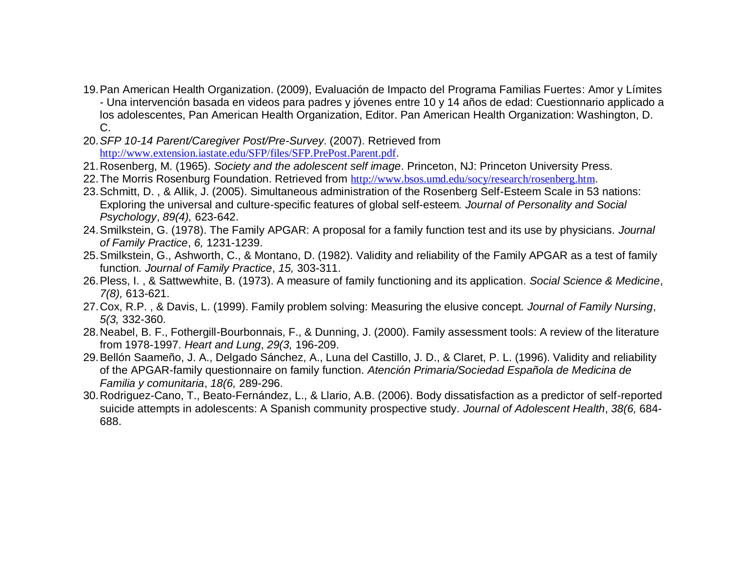19. Pan American Health Organization. (2009), Evaluación de Impacto del Programa Familias Fuertes: Amor y Límites - Una intervención basada en videos para padres y jóvenes entre 10 y 14 años de edad: Cuestionnario applicado a los adolescentes, Pan American Health Organization, Editor. Pan American Health Organization: Washington, D. C.
20. *SFP 10-14 Parent/Caregiver Post/Pre-Survey*. (2007). Retrieved from http://www.extension.iastate.edu/SFP/files/SFP.PrePost.Parent.pdf.
21. Rosenberg, M. (1965). *Society and the adolescent self image*. Princeton, NJ: Princeton University Press.
22. The Morris Rosenburg Foundation. Retrieved from http://www.bsos.umd.edu/socy/research/rosenberg.htm.
23. Schmitt, D. , & Allik, J. (2005). Simultaneous administration of the Rosenberg Self-Esteem Scale in 53 nations: Exploring the universal and culture-specific features of global self-esteem*. Journal of Personality and Social Psychology*, *89(4),* 623-642.
24. Smilkstein, G. (1978). The Family APGAR: A proposal for a family function test and its use by physicians*. Journal of Family Practice*, *6,* 1231-1239.
25. Smilkstein, G., Ashworth, C., & Montano, D. (1982). Validity and reliability of the Family APGAR as a test of family function*. Journal of Family Practice*, *15,* 303-311.
26. Pless, I. , & Sattwewhite, B. (1973). A measure of family functioning and its application*. Social Science & Medicine*, *7(8),* 613-621.
27. Cox, R.P. , & Davis, L. (1999). Family problem solving: Measuring the elusive concept*. Journal of Family Nursing*, *5(3,* 332-360.
28. Neabel, B. F., Fothergill-Bourbonnais, F., & Dunning, J. (2000). Family assessment tools: A review of the literature from 1978-1997*. Heart and Lung*, *29(3,* 196-209.
29. Bellón Saameño, J. A., Delgado Sánchez, A., Luna del Castillo, J. D., & Claret, P. L. (1996). Validity and reliability of the APGAR-family questionnaire on family function*. Atención Primaria/Sociedad Española de Medicina de Familia y comunitaria*, *18(6,* 289-296.
30. Rodriguez-Cano, T., Beato-Fernández, L., & Llario, A.B. (2006). Body dissatisfaction as a predictor of self-reported suicide attempts in adolescents: A Spanish community prospective study*. Journal of Adolescent Health*, *38(6,* 684-688.